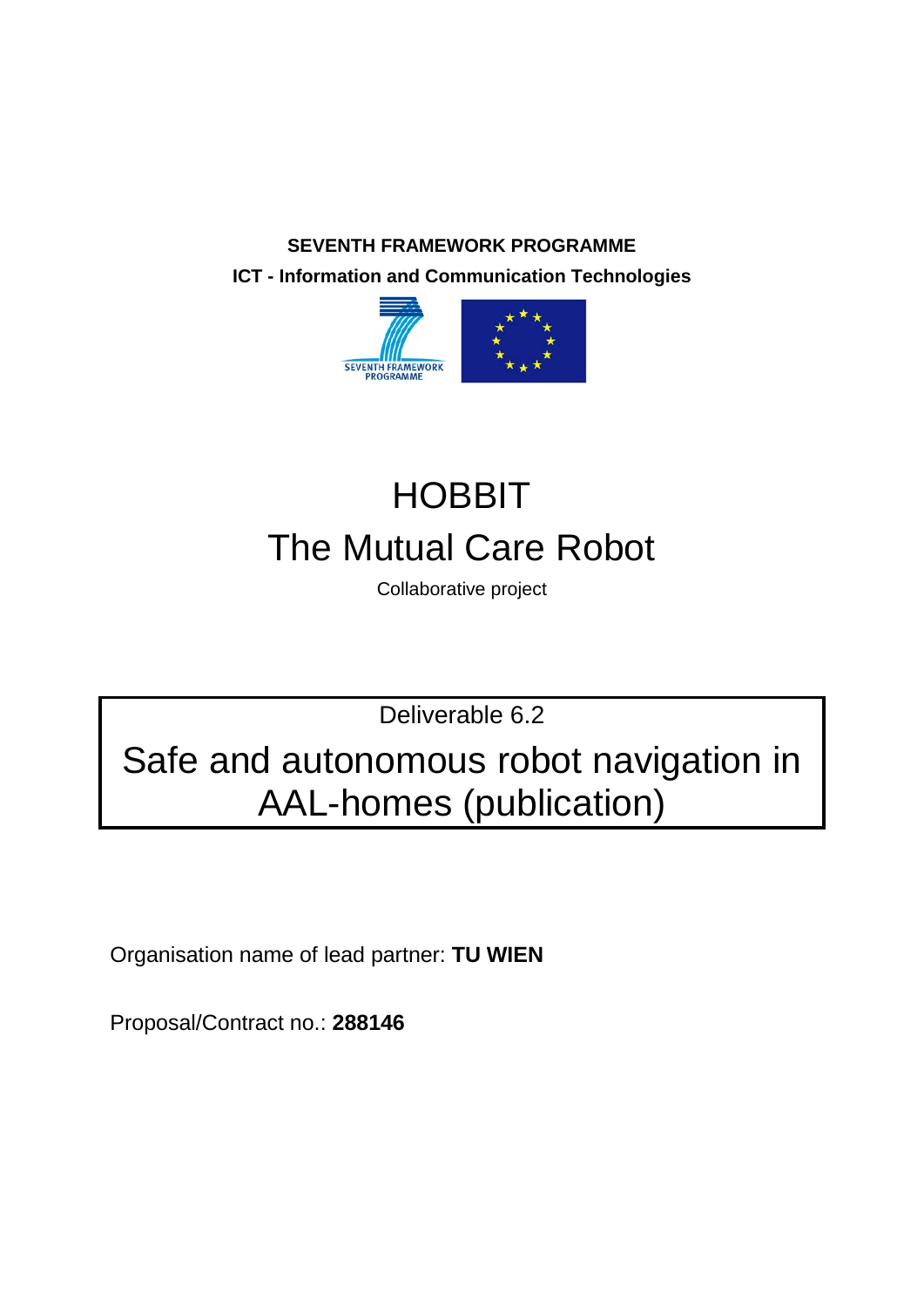**SEVENTH FRAMEWORK PROGRAMME**

**ICT - Information and Communication Technologies**

# HOBBIT

# The Mutual Care Robot

Collaborative project

Deliverable 6.2

## Safe and autonomous robot navigation in AAL-homes (publication)

Organisation name of lead partner: **TU WIEN**

Proposal/Contract no.: **288146**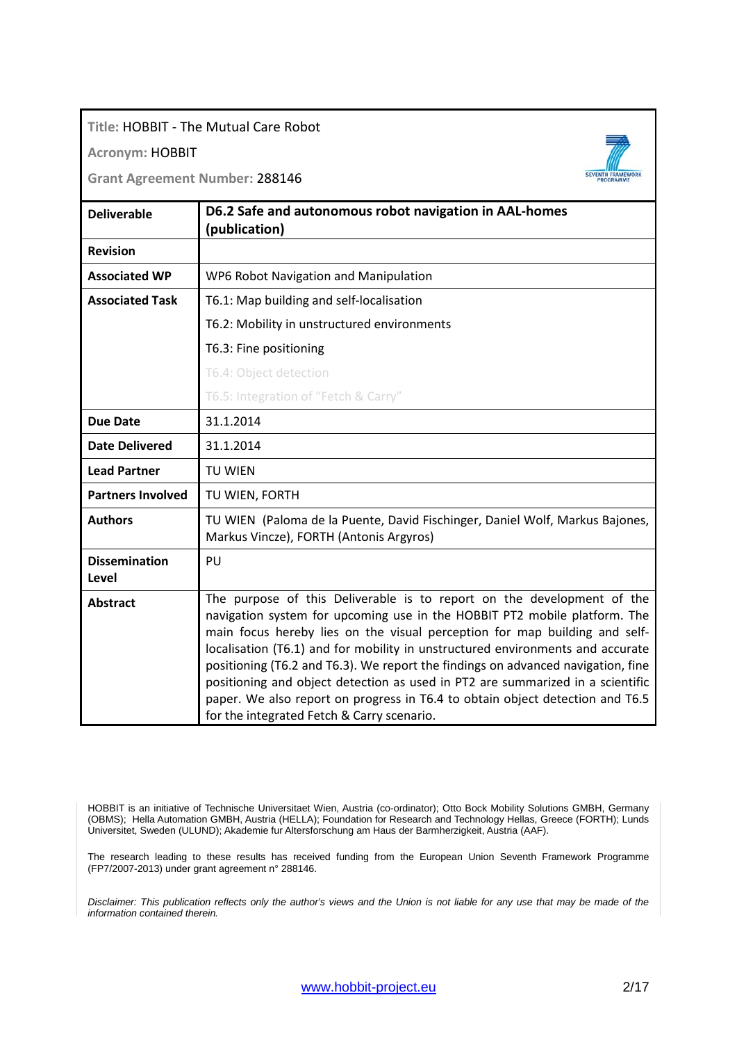**Title:** HOBBIT - The Mutual Care Robot

**Acronym:** HOBBIT

**Grant Agreement Number:** 288146

| **Deliverable** | **D6.2 Safe and autonomous robot navigation in AAL-homes (publication)** |
|---|---|
| **Revision** | |
| **Associated WP** | WP6 Robot Navigation and Manipulation |
| **Associated Task** | T6.1: Map building and self-localisation<br>T6.2: Mobility in unstructured environments<br>T6.3: Fine positioning<br>T6.4: Object detection<br>T6.5: Integration of "Fetch & Carry" |
| **Due Date** | 31.1.2014 |
| **Date Delivered** | 31.1.2014 |
| **Lead Partner** | TU WIEN |
| **Partners Involved** | TU WIEN, FORTH |
| **Authors** | TU WIEN (Paloma de la Puente, David Fischinger, Daniel Wolf, Markus Bajones, Markus Vincze), FORTH (Antonis Argyros) |
| **Dissemination Level** | PU |
| **Abstract** | The purpose of this Deliverable is to report on the development of the navigation system for upcoming use in the HOBBIT PT2 mobile platform. The main focus hereby lies on the visual perception for map building and self-localisation (T6.1) and for mobility in unstructured environments and accurate positioning (T6.2 and T6.3). We report the findings on advanced navigation, fine positioning and object detection as used in PT2 are summarized in a scientific paper. We also report on progress in T6.4 to obtain object detection and T6.5 for the integrated Fetch & Carry scenario. |

HOBBIT is an initiative of Technische Universitaet Wien, Austria (co-ordinator); Otto Bock Mobility Solutions GMBH, Germany (OBMS); Hella Automation GMBH, Austria (HELLA); Foundation for Research and Technology Hellas, Greece (FORTH); Lunds Universitet, Sweden (ULUND); Akademie fur Altersforschung am Haus der Barmherzigkeit, Austria (AAF).

The research leading to these results has received funding from the European Union Seventh Framework Programme (FP7/2007-2013) under grant agreement n° 288146.

*Disclaimer: This publication reflects only the author's views and the Union is not liable for any use that may be made of the information contained therein.*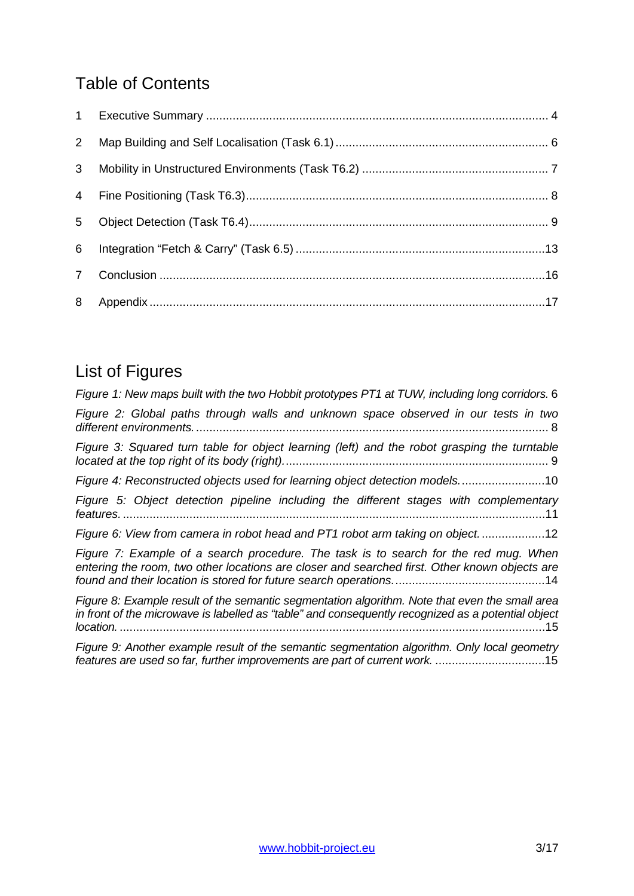## Table of Contents

1 Executive Summary ........................................................................................................ 4

2 Map Building and Self Localisation (Task 6.1) ................................................................ 6

3 Mobility in Unstructured Environments (Task T6.2) ........................................................ 7

4 Fine Positioning (Task T6.3)........................................................................................... 8

5 Object Detection (Task T6.4).......................................................................................... 9

6 Integration "Fetch & Carry" (Task 6.5) ...........................................................................13

7 Conclusion ....................................................................................................................16

8 Appendix .......................................................................................................................17

## List of Figures

*Figure 1: New maps built with the two Hobbit prototypes PT1 at TUW, including long corridors.* 6

*Figure 2: Global paths through walls and unknown space observed in our tests in two different environments.* .......................................................................................................... 8

*Figure 3: Squared turn table for object learning (left) and the robot grasping the turntable located at the top right of its body (right).* .............................................................................. 9

*Figure 4: Reconstructed objects used for learning object detection models.* .........................10

*Figure 5: Object detection pipeline including the different stages with complementary features.* ...............................................................................................................................11

*Figure 6: View from camera in robot head and PT1 robot arm taking on object.* ...................12

*Figure 7: Example of a search procedure. The task is to search for the red mug. When entering the room, two other locations are closer and searched first. Other known objects are found and their location is stored for future search operations.* .............................................14

*Figure 8: Example result of the semantic segmentation algorithm. Note that even the small area in front of the microwave is labelled as "table" and consequently recognized as a potential object location.* ................................................................................................................................15

*Figure 9: Another example result of the semantic segmentation algorithm. Only local geometry features are used so far, further improvements are part of current work.* .................................15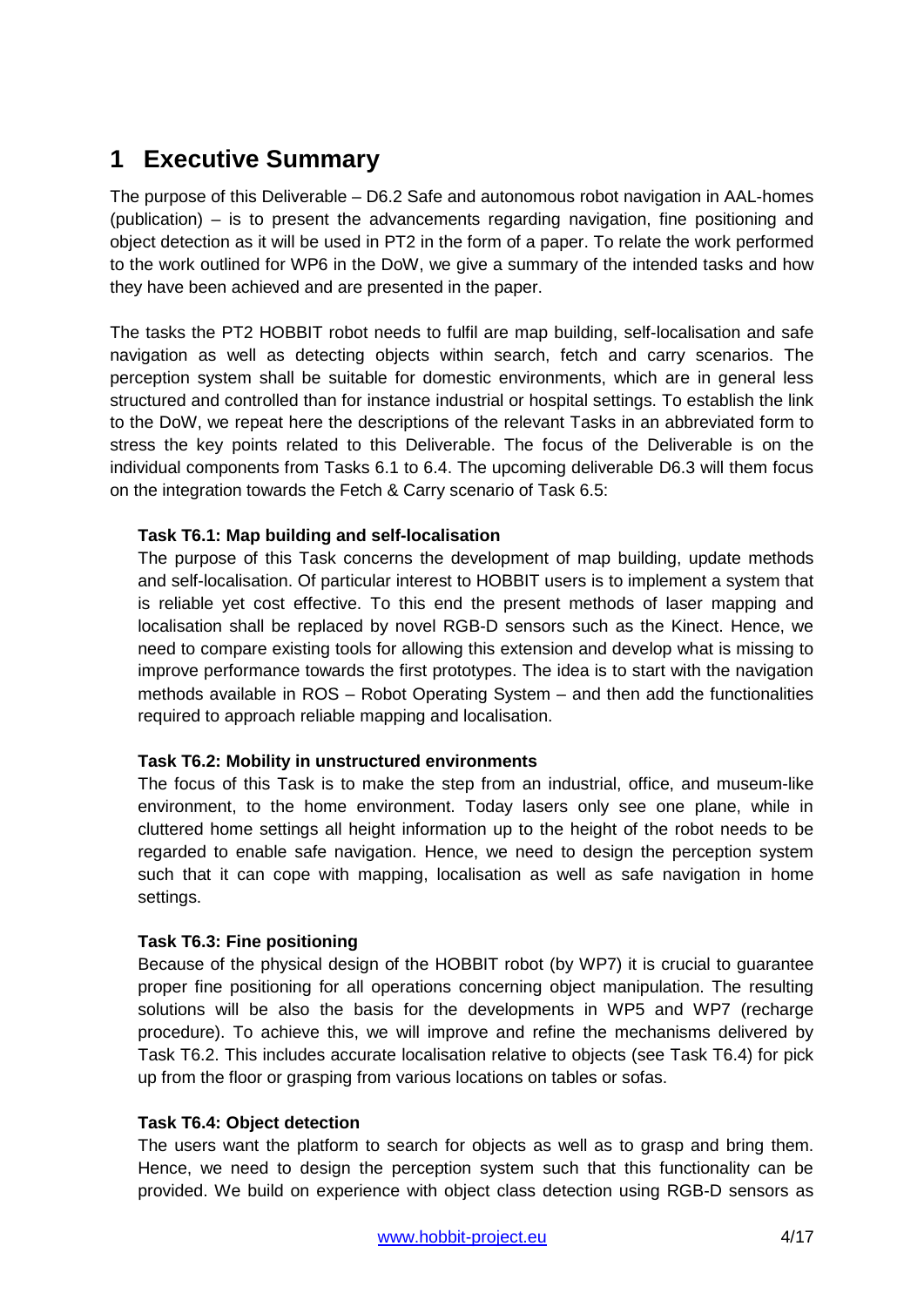# 1 Executive Summary

The purpose of this Deliverable – D6.2 Safe and autonomous robot navigation in AAL-homes (publication) – is to present the advancements regarding navigation, fine positioning and object detection as it will be used in PT2 in the form of a paper. To relate the work performed to the work outlined for WP6 in the DoW, we give a summary of the intended tasks and how they have been achieved and are presented in the paper.

The tasks the PT2 HOBBIT robot needs to fulfil are map building, self-localisation and safe navigation as well as detecting objects within search, fetch and carry scenarios. The perception system shall be suitable for domestic environments, which are in general less structured and controlled than for instance industrial or hospital settings. To establish the link to the DoW, we repeat here the descriptions of the relevant Tasks in an abbreviated form to stress the key points related to this Deliverable. The focus of the Deliverable is on the individual components from Tasks 6.1 to 6.4. The upcoming deliverable D6.3 will them focus on the integration towards the Fetch & Carry scenario of Task 6.5:

**Task T6.1: Map building and self-localisation**

The purpose of this Task concerns the development of map building, update methods and self-localisation. Of particular interest to HOBBIT users is to implement a system that is reliable yet cost effective. To this end the present methods of laser mapping and localisation shall be replaced by novel RGB-D sensors such as the Kinect. Hence, we need to compare existing tools for allowing this extension and develop what is missing to improve performance towards the first prototypes. The idea is to start with the navigation methods available in ROS – Robot Operating System – and then add the functionalities required to approach reliable mapping and localisation.

**Task T6.2: Mobility in unstructured environments**

The focus of this Task is to make the step from an industrial, office, and museum-like environment, to the home environment. Today lasers only see one plane, while in cluttered home settings all height information up to the height of the robot needs to be regarded to enable safe navigation. Hence, we need to design the perception system such that it can cope with mapping, localisation as well as safe navigation in home settings.

**Task T6.3: Fine positioning**

Because of the physical design of the HOBBIT robot (by WP7) it is crucial to guarantee proper fine positioning for all operations concerning object manipulation. The resulting solutions will be also the basis for the developments in WP5 and WP7 (recharge procedure). To achieve this, we will improve and refine the mechanisms delivered by Task T6.2. This includes accurate localisation relative to objects (see Task T6.4) for pick up from the floor or grasping from various locations on tables or sofas.

**Task T6.4: Object detection**

The users want the platform to search for objects as well as to grasp and bring them. Hence, we need to design the perception system such that this functionality can be provided. We build on experience with object class detection using RGB-D sensors as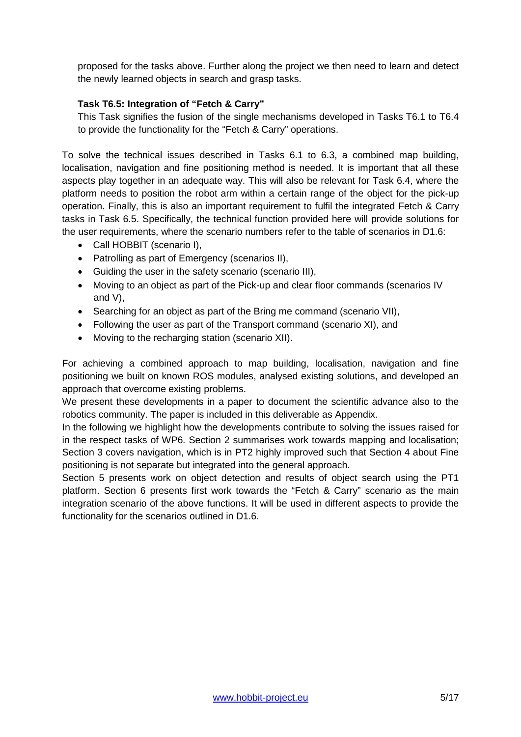proposed for the tasks above. Further along the project we then need to learn and detect the newly learned objects in search and grasp tasks.

**Task T6.5: Integration of "Fetch & Carry"**

This Task signifies the fusion of the single mechanisms developed in Tasks T6.1 to T6.4 to provide the functionality for the "Fetch & Carry" operations.

To solve the technical issues described in Tasks 6.1 to 6.3, a combined map building, localisation, navigation and fine positioning method is needed. It is important that all these aspects play together in an adequate way. This will also be relevant for Task 6.4, where the platform needs to position the robot arm within a certain range of the object for the pick-up operation. Finally, this is also an important requirement to fulfil the integrated Fetch & Carry tasks in Task 6.5. Specifically, the technical function provided here will provide solutions for the user requirements, where the scenario numbers refer to the table of scenarios in D1.6:

- Call HOBBIT (scenario I),
- Patrolling as part of Emergency (scenarios II),
- Guiding the user in the safety scenario (scenario III),
- Moving to an object as part of the Pick-up and clear floor commands (scenarios IV and V),
- Searching for an object as part of the Bring me command (scenario VII),
- Following the user as part of the Transport command (scenario XI), and
- Moving to the recharging station (scenario XII).

For achieving a combined approach to map building, localisation, navigation and fine positioning we built on known ROS modules, analysed existing solutions, and developed an approach that overcome existing problems.

We present these developments in a paper to document the scientific advance also to the robotics community. The paper is included in this deliverable as Appendix.

In the following we highlight how the developments contribute to solving the issues raised for in the respect tasks of WP6. Section 2 summarises work towards mapping and localisation; Section 3 covers navigation, which is in PT2 highly improved such that Section 4 about Fine positioning is not separate but integrated into the general approach.

Section 5 presents work on object detection and results of object search using the PT1 platform. Section 6 presents first work towards the "Fetch & Carry" scenario as the main integration scenario of the above functions. It will be used in different aspects to provide the functionality for the scenarios outlined in D1.6.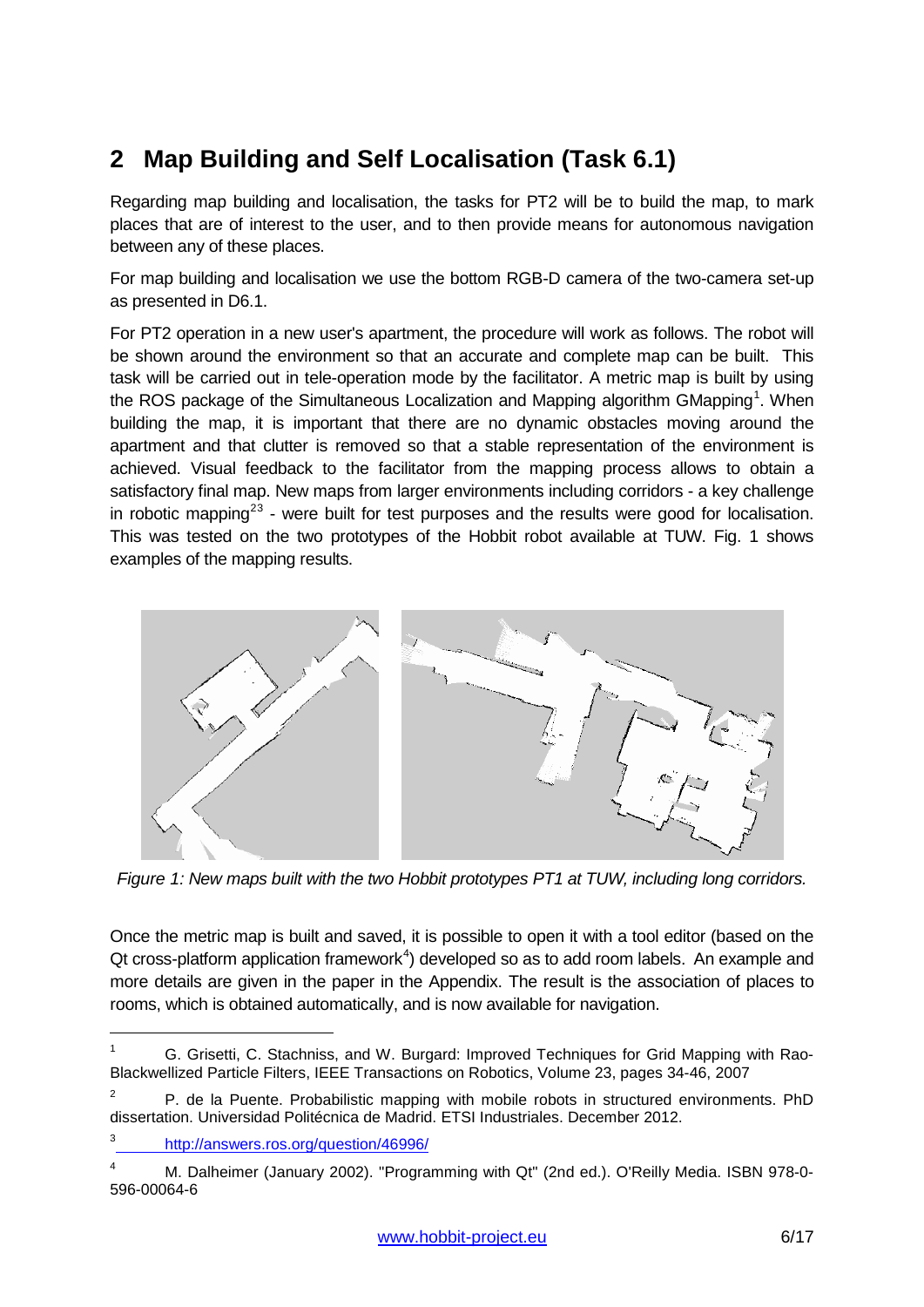## 2 Map Building and Self Localisation (Task 6.1)

Regarding map building and localisation, the tasks for PT2 will be to build the map, to mark places that are of interest to the user, and to then provide means for autonomous navigation between any of these places.

For map building and localisation we use the bottom RGB-D camera of the two-camera set-up as presented in D6.1.

For PT2 operation in a new user's apartment, the procedure will work as follows. The robot will be shown around the environment so that an accurate and complete map can be built. This task will be carried out in tele-operation mode by the facilitator. A metric map is built by using the ROS package of the Simultaneous Localization and Mapping algorithm GMapping[1]. When building the map, it is important that there are no dynamic obstacles moving around the apartment and that clutter is removed so that a stable representation of the environment is achieved. Visual feedback to the facilitator from the mapping process allows to obtain a satisfactory final map. New maps from larger environments including corridors - a key challenge in robotic mapping[2,3] - were built for test purposes and the results were good for localisation. This was tested on the two prototypes of the Hobbit robot available at TUW. Fig. 1 shows examples of the mapping results.

*Figure 1: New maps built with the two Hobbit prototypes PT1 at TUW, including long corridors.*

Once the metric map is built and saved, it is possible to open it with a tool editor (based on the Qt cross-platform application framework[4]) developed so as to add room labels. An example and more details are given in the paper in the Appendix. The result is the association of places to rooms, which is obtained automatically, and is now available for navigation.

---

[1] G. Grisetti, C. Stachniss, and W. Burgard: Improved Techniques for Grid Mapping with Rao-Blackwellized Particle Filters, IEEE Transactions on Robotics, Volume 23, pages 34-46, 2007

[2] P. de la Puente. Probabilistic mapping with mobile robots in structured environments. PhD dissertation. Universidad Politécnica de Madrid. ETSI Industriales. December 2012.

[3] http://answers.ros.org/question/46996/

[4] M. Dalheimer (January 2002). "Programming with Qt" (2nd ed.). O'Reilly Media. ISBN 978-0-596-00064-6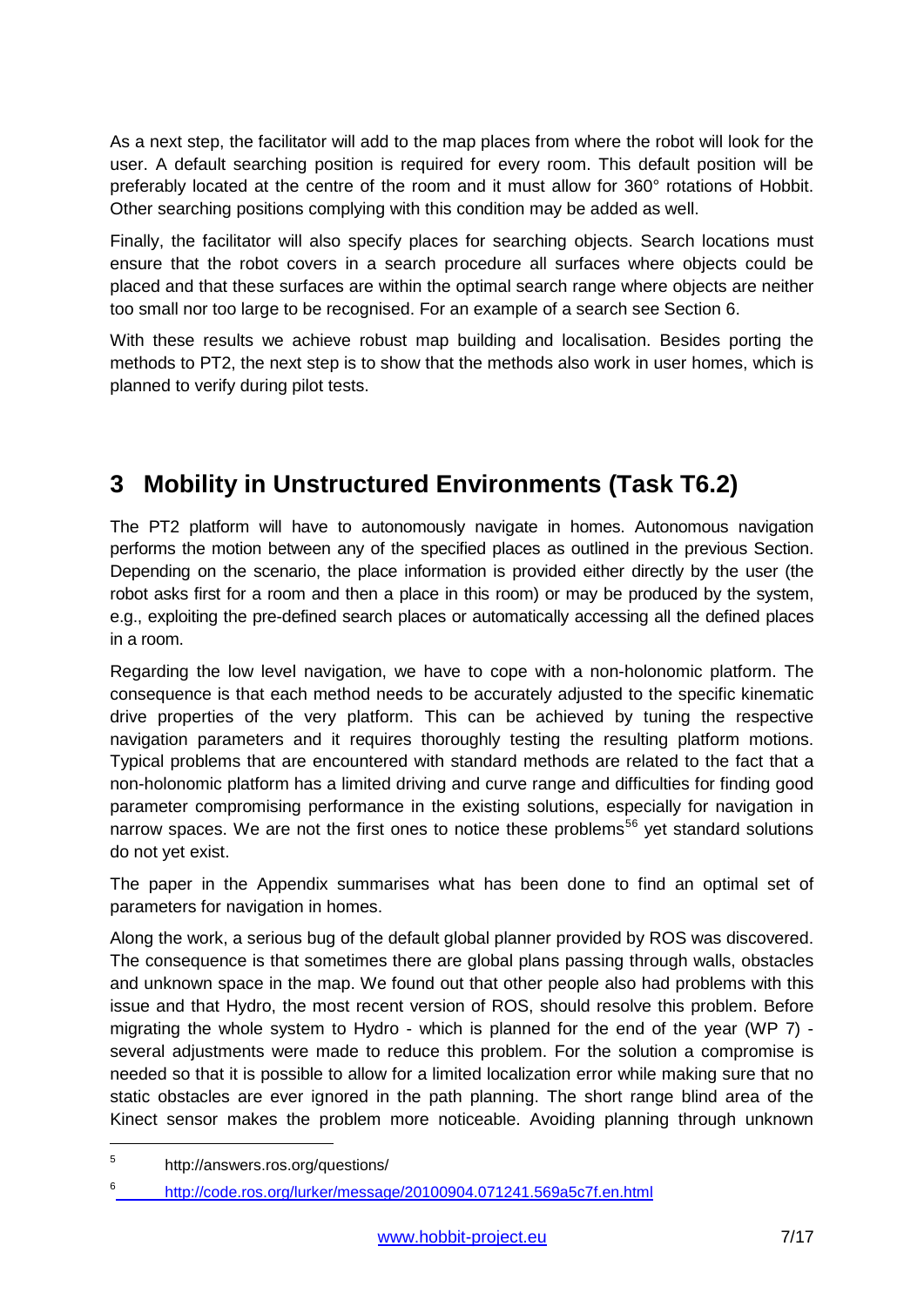As a next step, the facilitator will add to the map places from where the robot will look for the user. A default searching position is required for every room. This default position will be preferably located at the centre of the room and it must allow for 360° rotations of Hobbit. Other searching positions complying with this condition may be added as well.

Finally, the facilitator will also specify places for searching objects. Search locations must ensure that the robot covers in a search procedure all surfaces where objects could be placed and that these surfaces are within the optimal search range where objects are neither too small nor too large to be recognised. For an example of a search see Section 6.

With these results we achieve robust map building and localisation. Besides porting the methods to PT2, the next step is to show that the methods also work in user homes, which is planned to verify during pilot tests.

# 3 Mobility in Unstructured Environments (Task T6.2)

The PT2 platform will have to autonomously navigate in homes. Autonomous navigation performs the motion between any of the specified places as outlined in the previous Section. Depending on the scenario, the place information is provided either directly by the user (the robot asks first for a room and then a place in this room) or may be produced by the system, e.g., exploiting the pre-defined search places or automatically accessing all the defined places in a room.

Regarding the low level navigation, we have to cope with a non-holonomic platform. The consequence is that each method needs to be accurately adjusted to the specific kinematic drive properties of the very platform. This can be achieved by tuning the respective navigation parameters and it requires thoroughly testing the resulting platform motions. Typical problems that are encountered with standard methods are related to the fact that a non-holonomic platform has a limited driving and curve range and difficulties for finding good parameter compromising performance in the existing solutions, especially for navigation in narrow spaces. We are not the first ones to notice these problems[5,6] yet standard solutions do not yet exist.

The paper in the Appendix summarises what has been done to find an optimal set of parameters for navigation in homes.

Along the work, a serious bug of the default global planner provided by ROS was discovered. The consequence is that sometimes there are global plans passing through walls, obstacles and unknown space in the map. We found out that other people also had problems with this issue and that Hydro, the most recent version of ROS, should resolve this problem. Before migrating the whole system to Hydro - which is planned for the end of the year (WP 7) - several adjustments were made to reduce this problem. For the solution a compromise is needed so that it is possible to allow for a limited localization error while making sure that no static obstacles are ever ignored in the path planning. The short range blind area of the Kinect sensor makes the problem more noticeable. Avoiding planning through unknown

---

[5] http://answers.ros.org/questions/

[6] http://code.ros.org/lurker/message/20100904.071241.569a5c7f.en.html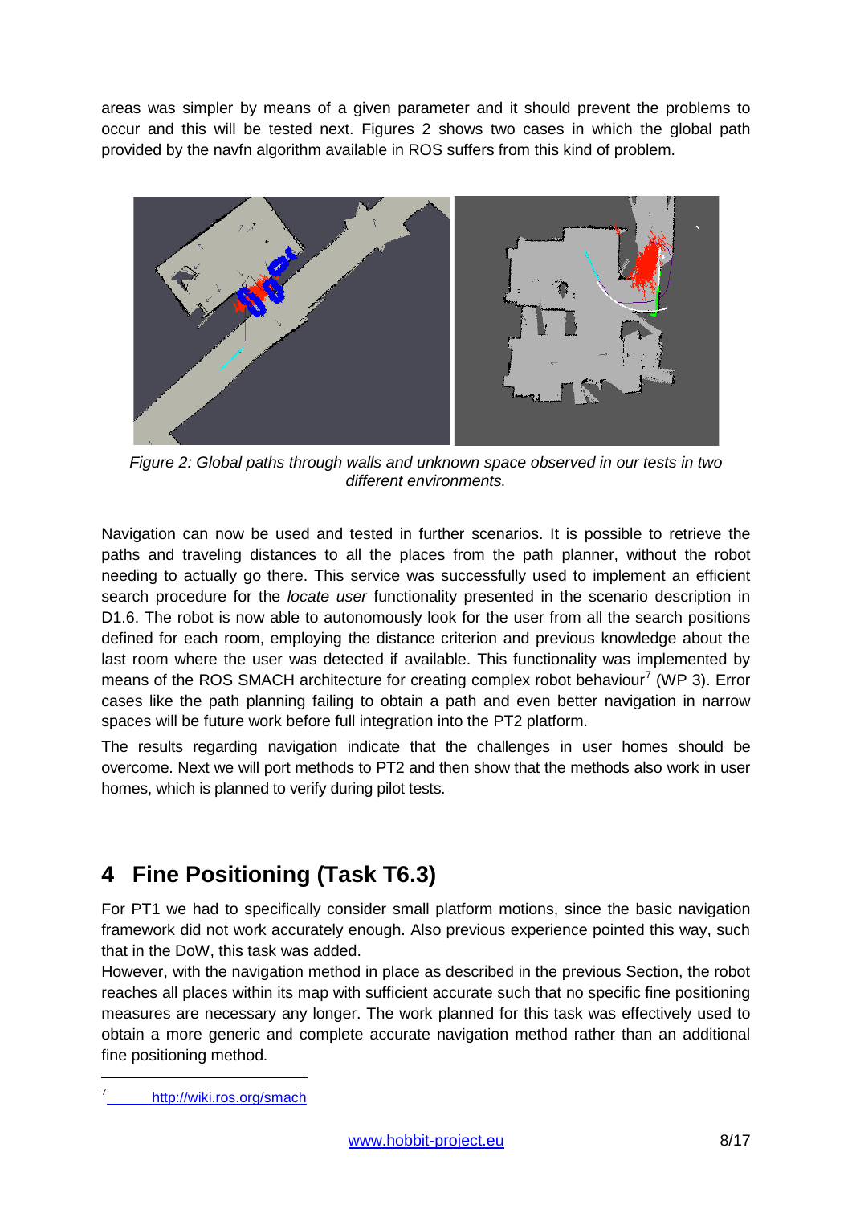areas was simpler by means of a given parameter and it should prevent the problems to occur and this will be tested next. Figures 2 shows two cases in which the global path provided by the navfn algorithm available in ROS suffers from this kind of problem.

*Figure 2: Global paths through walls and unknown space observed in our tests in two different environments.*

Navigation can now be used and tested in further scenarios. It is possible to retrieve the paths and traveling distances to all the places from the path planner, without the robot needing to actually go there. This service was successfully used to implement an efficient search procedure for the *locate user* functionality presented in the scenario description in D1.6. The robot is now able to autonomously look for the user from all the search positions defined for each room, employing the distance criterion and previous knowledge about the last room where the user was detected if available. This functionality was implemented by means of the ROS SMACH architecture for creating complex robot behaviour[7] (WP 3). Error cases like the path planning failing to obtain a path and even better navigation in narrow spaces will be future work before full integration into the PT2 platform.

The results regarding navigation indicate that the challenges in user homes should be overcome. Next we will port methods to PT2 and then show that the methods also work in user homes, which is planned to verify during pilot tests.

# 4 Fine Positioning (Task T6.3)

For PT1 we had to specifically consider small platform motions, since the basic navigation framework did not work accurately enough. Also previous experience pointed this way, such that in the DoW, this task was added.

However, with the navigation method in place as described in the previous Section, the robot reaches all places within its map with sufficient accurate such that no specific fine positioning measures are necessary any longer. The work planned for this task was effectively used to obtain a more generic and complete accurate navigation method rather than an additional fine positioning method.

[7] http://wiki.ros.org/smach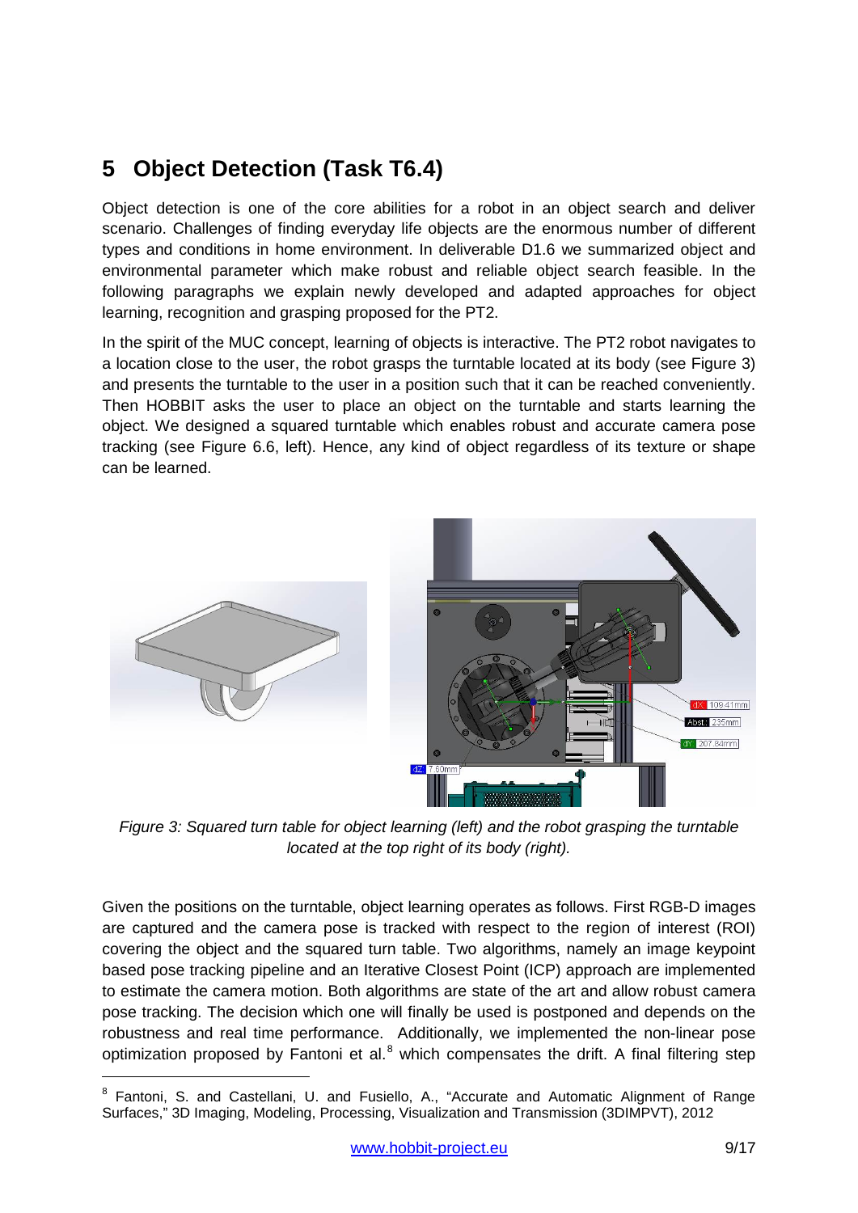# 5 Object Detection (Task T6.4)

Object detection is one of the core abilities for a robot in an object search and deliver scenario. Challenges of finding everyday life objects are the enormous number of different types and conditions in home environment. In deliverable D1.6 we summarized object and environmental parameter which make robust and reliable object search feasible. In the following paragraphs we explain newly developed and adapted approaches for object learning, recognition and grasping proposed for the PT2.

In the spirit of the MUC concept, learning of objects is interactive. The PT2 robot navigates to a location close to the user, the robot grasps the turntable located at its body (see Figure 3) and presents the turntable to the user in a position such that it can be reached conveniently. Then HOBBIT asks the user to place an object on the turntable and starts learning the object. We designed a squared turntable which enables robust and accurate camera pose tracking (see Figure 6.6, left). Hence, any kind of object regardless of its texture or shape can be learned.

*Figure 3: Squared turn table for object learning (left) and the robot grasping the turntable located at the top right of its body (right).*

Given the positions on the turntable, object learning operates as follows. First RGB-D images are captured and the camera pose is tracked with respect to the region of interest (ROI) covering the object and the squared turn table. Two algorithms, namely an image keypoint based pose tracking pipeline and an Iterative Closest Point (ICP) approach are implemented to estimate the camera motion. Both algorithms are state of the art and allow robust camera pose tracking. The decision which one will finally be used is postponed and depends on the robustness and real time performance. Additionally, we implemented the non-linear pose optimization proposed by Fantoni et al.[8] which compensates the drift. A final filtering step

[8] Fantoni, S. and Castellani, U. and Fusiello, A., "Accurate and Automatic Alignment of Range Surfaces," 3D Imaging, Modeling, Processing, Visualization and Transmission (3DIMPVT), 2012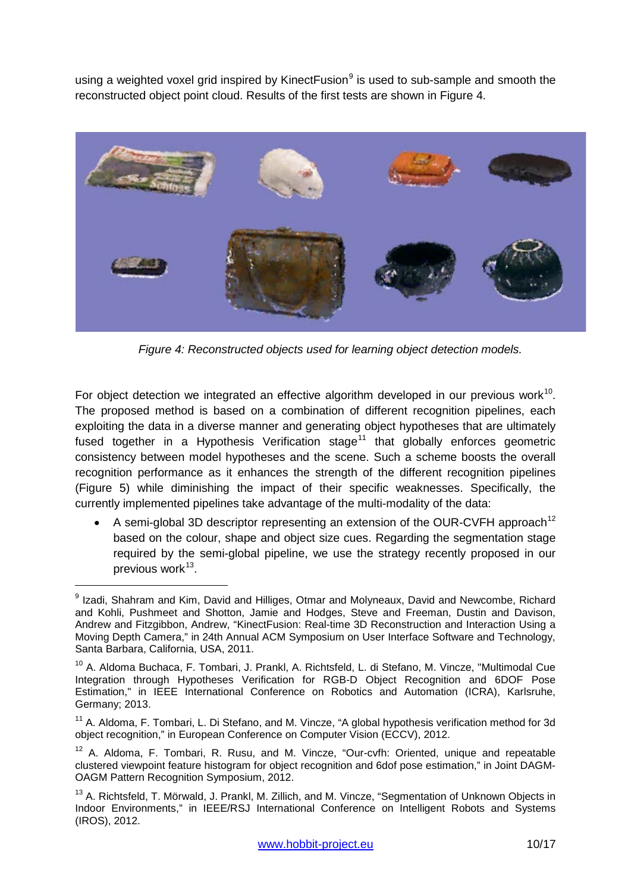using a weighted voxel grid inspired by KinectFusion[9] is used to sub-sample and smooth the reconstructed object point cloud. Results of the first tests are shown in Figure 4.

*Figure 4: Reconstructed objects used for learning object detection models.*

For object detection we integrated an effective algorithm developed in our previous work[10]. The proposed method is based on a combination of different recognition pipelines, each exploiting the data in a diverse manner and generating object hypotheses that are ultimately fused together in a Hypothesis Verification stage[11] that globally enforces geometric consistency between model hypotheses and the scene. Such a scheme boosts the overall recognition performance as it enhances the strength of the different recognition pipelines (Figure 5) while diminishing the impact of their specific weaknesses. Specifically, the currently implemented pipelines take advantage of the multi-modality of the data:

- A semi-global 3D descriptor representing an extension of the OUR-CVFH approach[12] based on the colour, shape and object size cues. Regarding the segmentation stage required by the semi-global pipeline, we use the strategy recently proposed in our previous work[13].

---

[9] Izadi, Shahram and Kim, David and Hilliges, Otmar and Molyneaux, David and Newcombe, Richard and Kohli, Pushmeet and Shotton, Jamie and Hodges, Steve and Freeman, Dustin and Davison, Andrew and Fitzgibbon, Andrew, "KinectFusion: Real-time 3D Reconstruction and Interaction Using a Moving Depth Camera," in 24th Annual ACM Symposium on User Interface Software and Technology, Santa Barbara, California, USA, 2011.

[10] A. Aldoma Buchaca, F. Tombari, J. Prankl, A. Richtsfeld, L. di Stefano, M. Vincze, "Multimodal Cue Integration through Hypotheses Verification for RGB-D Object Recognition and 6DOF Pose Estimation," in IEEE International Conference on Robotics and Automation (ICRA), Karlsruhe, Germany; 2013.

[11] A. Aldoma, F. Tombari, L. Di Stefano, and M. Vincze, "A global hypothesis verification method for 3d object recognition," in European Conference on Computer Vision (ECCV), 2012.

[12] A. Aldoma, F. Tombari, R. Rusu, and M. Vincze, "Our-cvfh: Oriented, unique and repeatable clustered viewpoint feature histogram for object recognition and 6dof pose estimation," in Joint DAGM-OAGM Pattern Recognition Symposium, 2012.

[13] A. Richtsfeld, T. Mörwald, J. Prankl, M. Zillich, and M. Vincze, "Segmentation of Unknown Objects in Indoor Environments," in IEEE/RSJ International Conference on Intelligent Robots and Systems (IROS), 2012.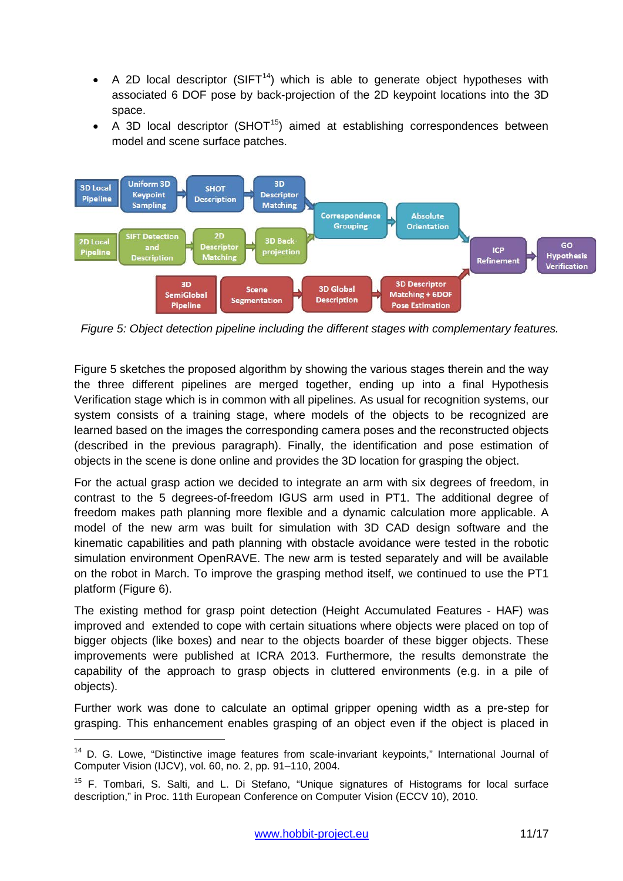- A 2D local descriptor (SIFT[14]) which is able to generate object hypotheses with associated 6 DOF pose by back-projection of the 2D keypoint locations into the 3D space.
- A 3D local descriptor (SHOT[15]) aimed at establishing correspondences between model and scene surface patches.

*Figure 5: Object detection pipeline including the different stages with complementary features.*

Figure 5 sketches the proposed algorithm by showing the various stages therein and the way the three different pipelines are merged together, ending up into a final Hypothesis Verification stage which is in common with all pipelines. As usual for recognition systems, our system consists of a training stage, where models of the objects to be recognized are learned based on the images the corresponding camera poses and the reconstructed objects (described in the previous paragraph). Finally, the identification and pose estimation of objects in the scene is done online and provides the 3D location for grasping the object.

For the actual grasp action we decided to integrate an arm with six degrees of freedom, in contrast to the 5 degrees-of-freedom IGUS arm used in PT1. The additional degree of freedom makes path planning more flexible and a dynamic calculation more applicable. A model of the new arm was built for simulation with 3D CAD design software and the kinematic capabilities and path planning with obstacle avoidance were tested in the robotic simulation environment OpenRAVE. The new arm is tested separately and will be available on the robot in March. To improve the grasping method itself, we continued to use the PT1 platform (Figure 6).

The existing method for grasp point detection (Height Accumulated Features - HAF) was improved and extended to cope with certain situations where objects were placed on top of bigger objects (like boxes) and near to the objects boarder of these bigger objects. These improvements were published at ICRA 2013. Furthermore, the results demonstrate the capability of the approach to grasp objects in cluttered environments (e.g. in a pile of objects).

Further work was done to calculate an optimal gripper opening width as a pre-step for grasping. This enhancement enables grasping of an object even if the object is placed in

[14] D. G. Lowe, "Distinctive image features from scale-invariant keypoints," International Journal of Computer Vision (IJCV), vol. 60, no. 2, pp. 91–110, 2004.

[15] F. Tombari, S. Salti, and L. Di Stefano, "Unique signatures of Histograms for local surface description," in Proc. 11th European Conference on Computer Vision (ECCV 10), 2010.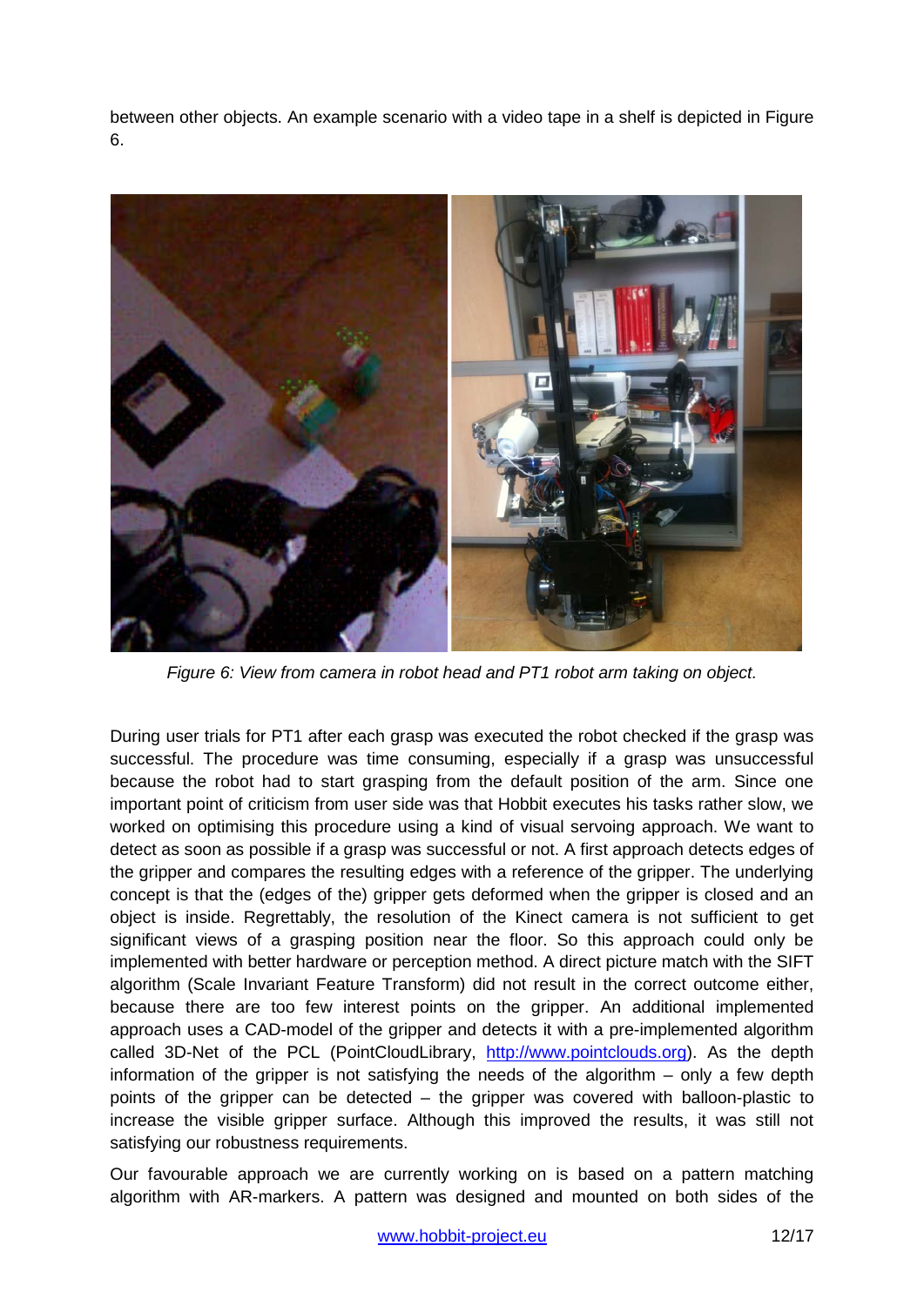between other objects. An example scenario with a video tape in a shelf is depicted in Figure 6.

*Figure 6: View from camera in robot head and PT1 robot arm taking on object.*

During user trials for PT1 after each grasp was executed the robot checked if the grasp was successful. The procedure was time consuming, especially if a grasp was unsuccessful because the robot had to start grasping from the default position of the arm. Since one important point of criticism from user side was that Hobbit executes his tasks rather slow, we worked on optimising this procedure using a kind of visual servoing approach. We want to detect as soon as possible if a grasp was successful or not. A first approach detects edges of the gripper and compares the resulting edges with a reference of the gripper. The underlying concept is that the (edges of the) gripper gets deformed when the gripper is closed and an object is inside. Regrettably, the resolution of the Kinect camera is not sufficient to get significant views of a grasping position near the floor. So this approach could only be implemented with better hardware or perception method. A direct picture match with the SIFT algorithm (Scale Invariant Feature Transform) did not result in the correct outcome either, because there are too few interest points on the gripper. An additional implemented approach uses a CAD-model of the gripper and detects it with a pre-implemented algorithm called 3D-Net of the PCL (PointCloudLibrary, http://www.pointclouds.org). As the depth information of the gripper is not satisfying the needs of the algorithm – only a few depth points of the gripper can be detected – the gripper was covered with balloon-plastic to increase the visible gripper surface. Although this improved the results, it was still not satisfying our robustness requirements.

Our favourable approach we are currently working on is based on a pattern matching algorithm with AR-markers. A pattern was designed and mounted on both sides of the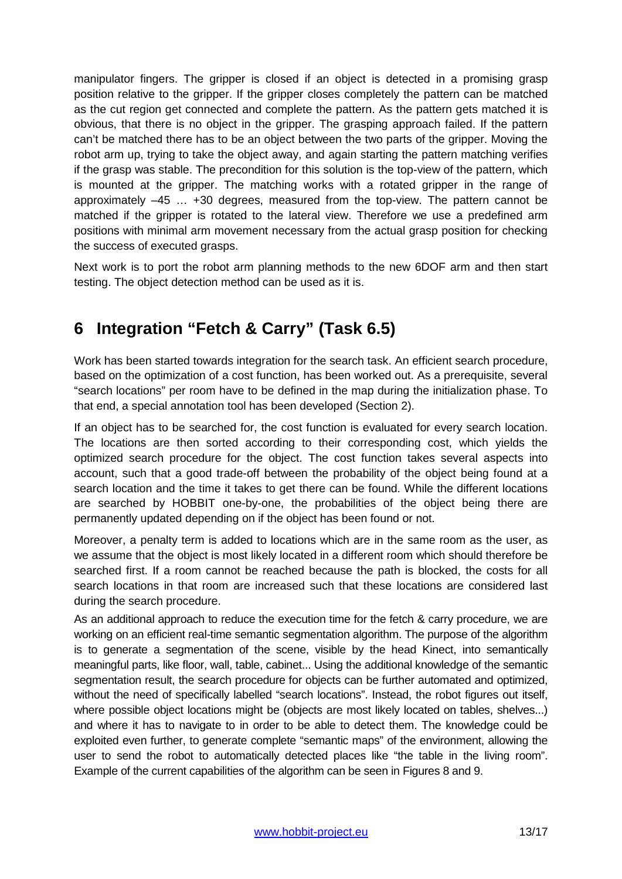manipulator fingers. The gripper is closed if an object is detected in a promising grasp position relative to the gripper. If the gripper closes completely the pattern can be matched as the cut region get connected and complete the pattern. As the pattern gets matched it is obvious, that there is no object in the gripper. The grasping approach failed. If the pattern can't be matched there has to be an object between the two parts of the gripper. Moving the robot arm up, trying to take the object away, and again starting the pattern matching verifies if the grasp was stable. The precondition for this solution is the top-view of the pattern, which is mounted at the gripper. The matching works with a rotated gripper in the range of approximately –45 … +30 degrees, measured from the top-view. The pattern cannot be matched if the gripper is rotated to the lateral view. Therefore we use a predefined arm positions with minimal arm movement necessary from the actual grasp position for checking the success of executed grasps.

Next work is to port the robot arm planning methods to the new 6DOF arm and then start testing. The object detection method can be used as it is.

# 6 Integration "Fetch & Carry" (Task 6.5)

Work has been started towards integration for the search task. An efficient search procedure, based on the optimization of a cost function, has been worked out. As a prerequisite, several "search locations" per room have to be defined in the map during the initialization phase. To that end, a special annotation tool has been developed (Section 2).

If an object has to be searched for, the cost function is evaluated for every search location. The locations are then sorted according to their corresponding cost, which yields the optimized search procedure for the object. The cost function takes several aspects into account, such that a good trade-off between the probability of the object being found at a search location and the time it takes to get there can be found. While the different locations are searched by HOBBIT one-by-one, the probabilities of the object being there are permanently updated depending on if the object has been found or not.

Moreover, a penalty term is added to locations which are in the same room as the user, as we assume that the object is most likely located in a different room which should therefore be searched first. If a room cannot be reached because the path is blocked, the costs for all search locations in that room are increased such that these locations are considered last during the search procedure.

As an additional approach to reduce the execution time for the fetch & carry procedure, we are working on an efficient real-time semantic segmentation algorithm. The purpose of the algorithm is to generate a segmentation of the scene, visible by the head Kinect, into semantically meaningful parts, like floor, wall, table, cabinet... Using the additional knowledge of the semantic segmentation result, the search procedure for objects can be further automated and optimized, without the need of specifically labelled "search locations". Instead, the robot figures out itself, where possible object locations might be (objects are most likely located on tables, shelves...) and where it has to navigate to in order to be able to detect them. The knowledge could be exploited even further, to generate complete "semantic maps" of the environment, allowing the user to send the robot to automatically detected places like "the table in the living room". Example of the current capabilities of the algorithm can be seen in Figures 8 and 9.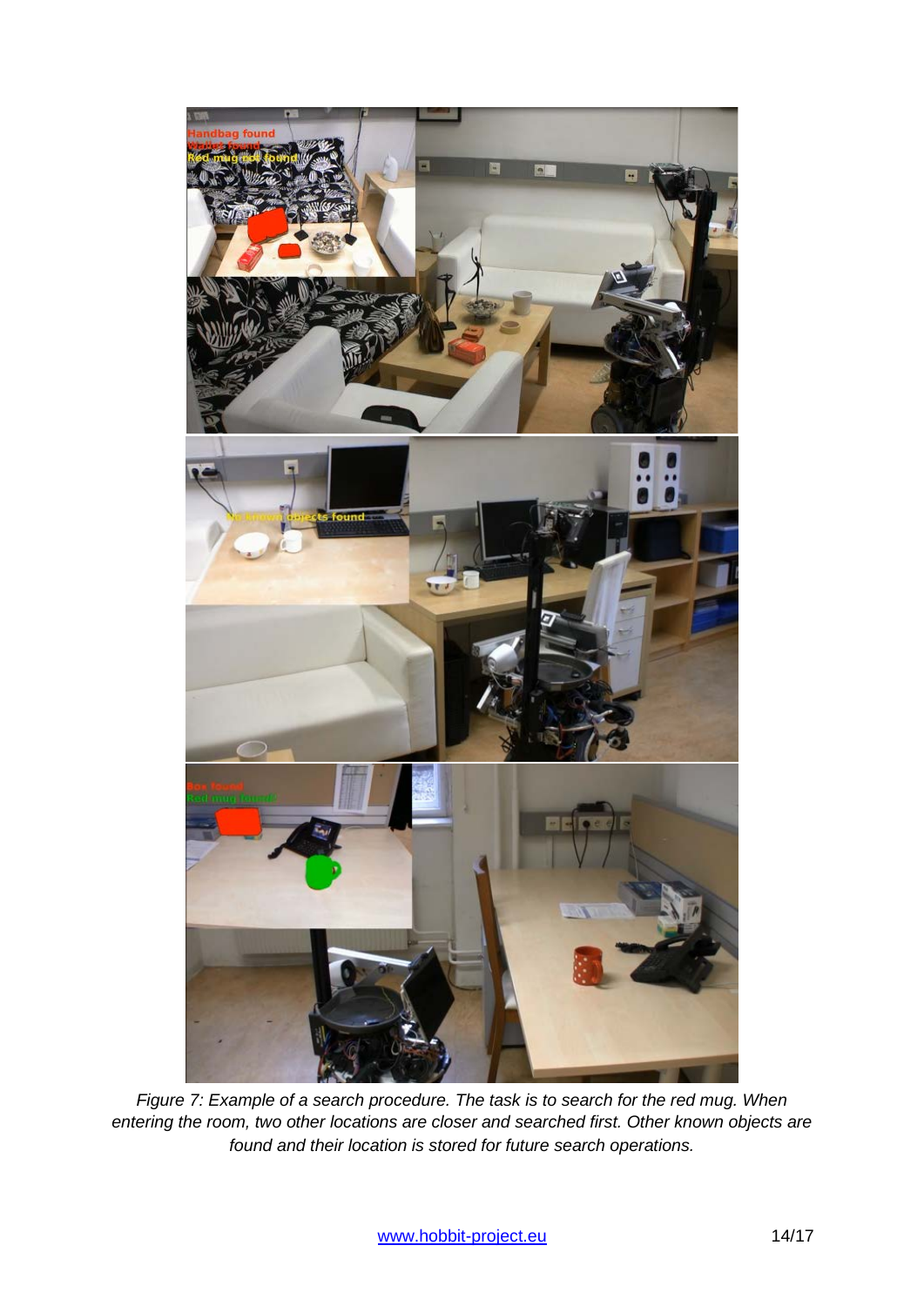*Figure 7: Example of a search procedure. The task is to search for the red mug. When entering the room, two other locations are closer and searched first. Other known objects are found and their location is stored for future search operations.*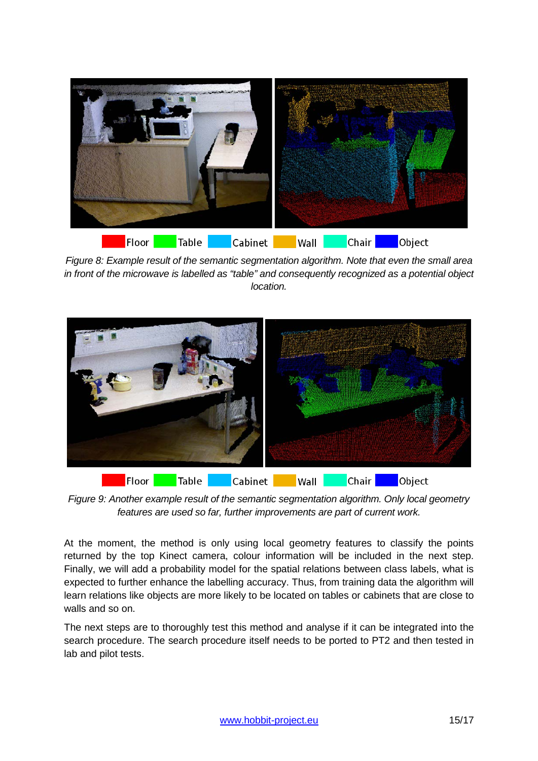Floor Table Cabinet Wall Chair Object

*Figure 8: Example result of the semantic segmentation algorithm. Note that even the small area in front of the microwave is labelled as "table" and consequently recognized as a potential object location.*

Floor Table Cabinet Wall Chair Object

*Figure 9: Another example result of the semantic segmentation algorithm. Only local geometry features are used so far, further improvements are part of current work.*

At the moment, the method is only using local geometry features to classify the points returned by the top Kinect camera, colour information will be included in the next step. Finally, we will add a probability model for the spatial relations between class labels, what is expected to further enhance the labelling accuracy. Thus, from training data the algorithm will learn relations like objects are more likely to be located on tables or cabinets that are close to walls and so on.

The next steps are to thoroughly test this method and analyse if it can be integrated into the search procedure. The search procedure itself needs to be ported to PT2 and then tested in lab and pilot tests.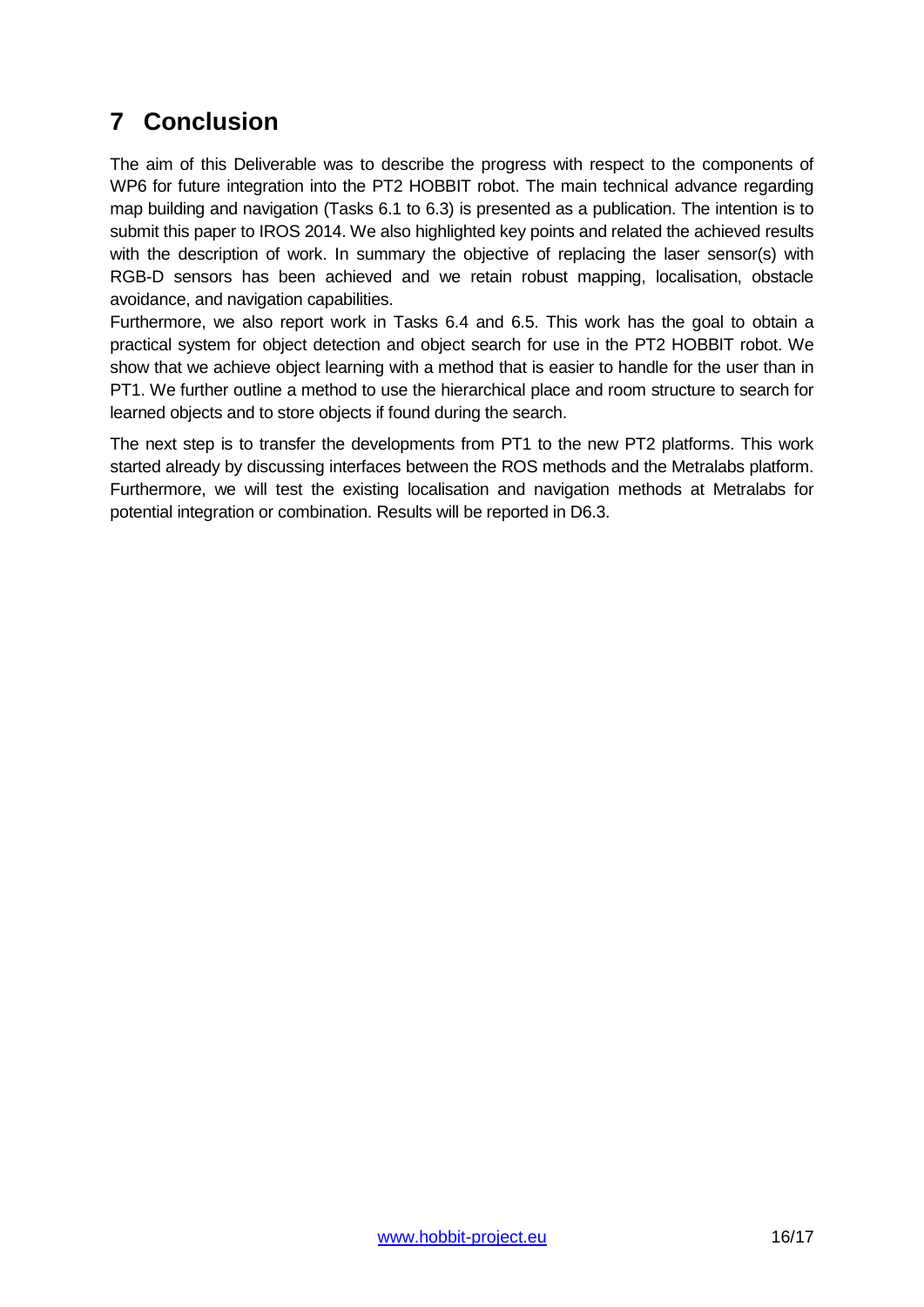# 7 Conclusion

The aim of this Deliverable was to describe the progress with respect to the components of WP6 for future integration into the PT2 HOBBIT robot. The main technical advance regarding map building and navigation (Tasks 6.1 to 6.3) is presented as a publication. The intention is to submit this paper to IROS 2014. We also highlighted key points and related the achieved results with the description of work. In summary the objective of replacing the laser sensor(s) with RGB-D sensors has been achieved and we retain robust mapping, localisation, obstacle avoidance, and navigation capabilities.

Furthermore, we also report work in Tasks 6.4 and 6.5. This work has the goal to obtain a practical system for object detection and object search for use in the PT2 HOBBIT robot. We show that we achieve object learning with a method that is easier to handle for the user than in PT1. We further outline a method to use the hierarchical place and room structure to search for learned objects and to store objects if found during the search.

The next step is to transfer the developments from PT1 to the new PT2 platforms. This work started already by discussing interfaces between the ROS methods and the Metralabs platform. Furthermore, we will test the existing localisation and navigation methods at Metralabs for potential integration or combination. Results will be reported in D6.3.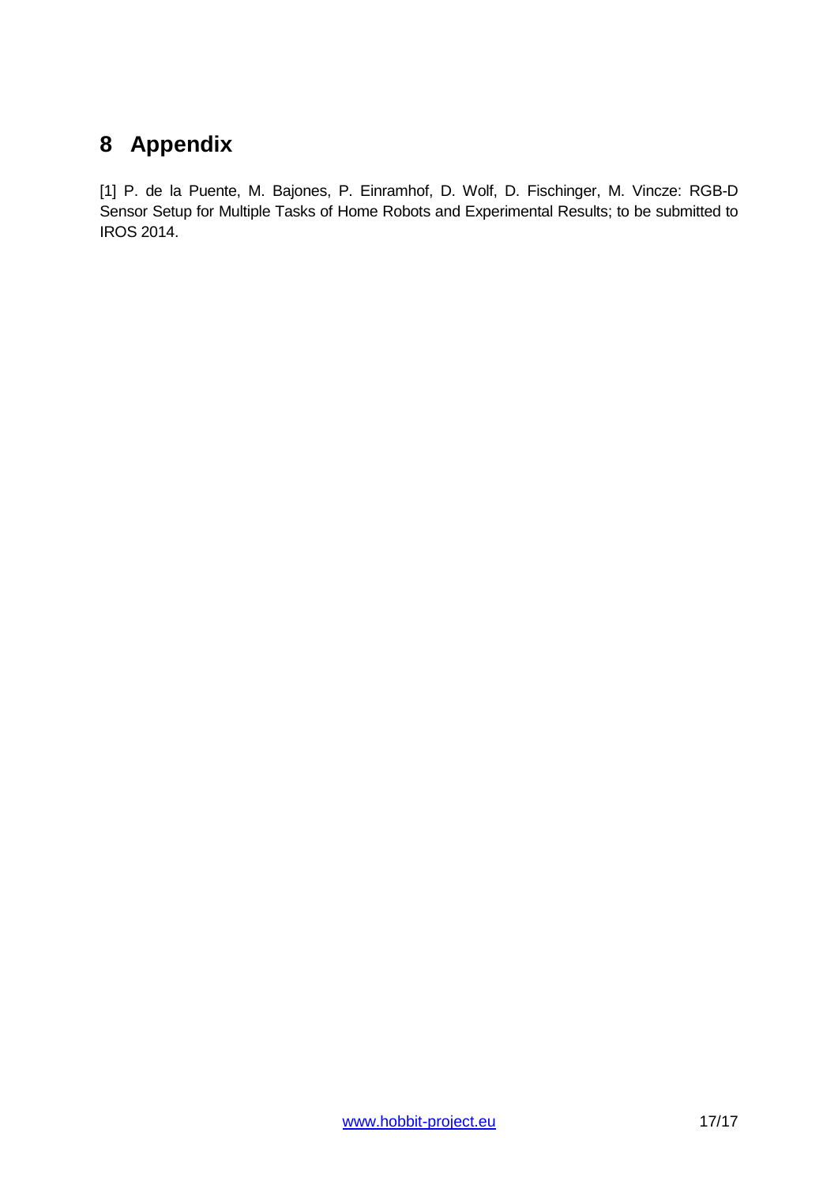# 8 Appendix

[1] P. de la Puente, M. Bajones, P. Einramhof, D. Wolf, D. Fischinger, M. Vincze: RGB-D Sensor Setup for Multiple Tasks of Home Robots and Experimental Results; to be submitted to IROS 2014.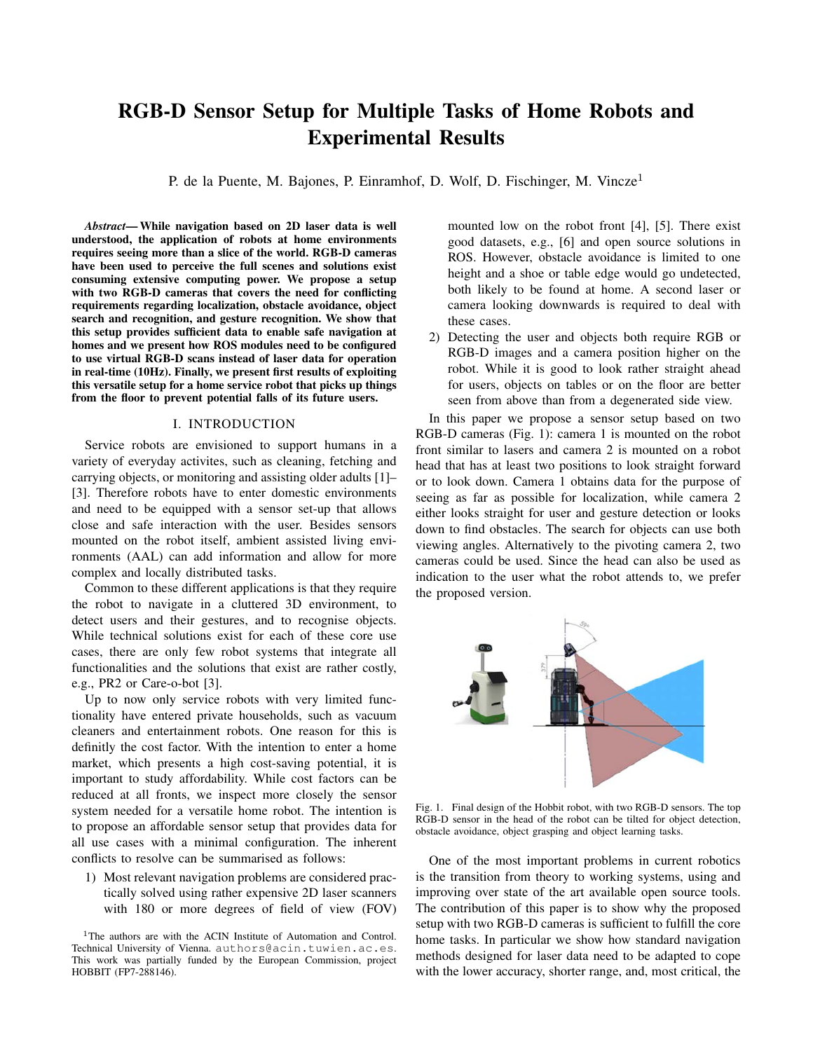# RGB-D Sensor Setup for Multiple Tasks of Home Robots and Experimental Results

P. de la Puente, M. Bajones, P. Einramhof, D. Wolf, D. Fischinger, M. Vincze[1]

***Abstract*— While navigation based on 2D laser data is well understood, the application of robots at home environments requires seeing more than a slice of the world. RGB-D cameras have been used to perceive the full scenes and solutions exist consuming extensive computing power. We propose a setup with two RGB-D cameras that covers the need for conflicting requirements regarding localization, obstacle avoidance, object search and recognition, and gesture recognition. We show that this setup provides sufficient data to enable safe navigation at homes and we present how ROS modules need to be configured to use virtual RGB-D scans instead of laser data for operation in real-time (10Hz). Finally, we present first results of exploiting this versatile setup for a home service robot that picks up things from the floor to prevent potential falls of its future users.**

## I. INTRODUCTION

Service robots are envisioned to support humans in a variety of everyday activites, such as cleaning, fetching and carrying objects, or monitoring and assisting older adults [1]–[3]. Therefore robots have to enter domestic environments and need to be equipped with a sensor set-up that allows close and safe interaction with the user. Besides sensors mounted on the robot itself, ambient assisted living environments (AAL) can add information and allow for more complex and locally distributed tasks.

Common to these different applications is that they require the robot to navigate in a cluttered 3D environment, to detect users and their gestures, and to recognise objects. While technical solutions exist for each of these core use cases, there are only few robot systems that integrate all functionalities and the solutions that exist are rather costly, e.g., PR2 or Care-o-bot [3].

Up to now only service robots with very limited functionality have entered private households, such as vacuum cleaners and entertainment robots. One reason for this is definitly the cost factor. With the intention to enter a home market, which presents a high cost-saving potential, it is important to study affordability. While cost factors can be reduced at all fronts, we inspect more closely the sensor system needed for a versatile home robot. The intention is to propose an affordable sensor setup that provides data for all use cases with a minimal configuration. The inherent conflicts to resolve can be summarised as follows:

1) Most relevant navigation problems are considered practically solved using rather expensive 2D laser scanners with 180 or more degrees of field of view (FOV) mounted low on the robot front [4], [5]. There exist good datasets, e.g., [6] and open source solutions in ROS. However, obstacle avoidance is limited to one height and a shoe or table edge would go undetected, both likely to be found at home. A second laser or camera looking downwards is required to deal with these cases.
2) Detecting the user and objects both require RGB or RGB-D images and a camera position higher on the robot. While it is good to look rather straight ahead for users, objects on tables or on the floor are better seen from above than from a degenerated side view.

In this paper we propose a sensor setup based on two RGB-D cameras (Fig. 1): camera 1 is mounted on the robot front similar to lasers and camera 2 is mounted on a robot head that has at least two positions to look straight forward or to look down. Camera 1 obtains data for the purpose of seeing as far as possible for localization, while camera 2 either looks straight for user and gesture detection or looks down to find obstacles. The search for objects can use both viewing angles. Alternatively to the pivoting camera 2, two cameras could be used. Since the head can also be used as indication to the user what the robot attends to, we prefer the proposed version.

Fig. 1. Final design of the Hobbit robot, with two RGB-D sensors. The top RGB-D sensor in the head of the robot can be tilted for object detection, obstacle avoidance, object grasping and object learning tasks.

One of the most important problems in current robotics is the transition from theory to working systems, using and improving over state of the art available open source tools. The contribution of this paper is to show why the proposed setup with two RGB-D cameras is sufficient to fulfill the core home tasks. In particular we show how standard navigation methods designed for laser data need to be adapted to cope with the lower accuracy, shorter range, and, most critical, the

[1]The authors are with the ACIN Institute of Automation and Control. Technical University of Vienna. authors@acin.tuwien.ac.es. This work was partially funded by the European Commission, project HOBBIT (FP7-288146).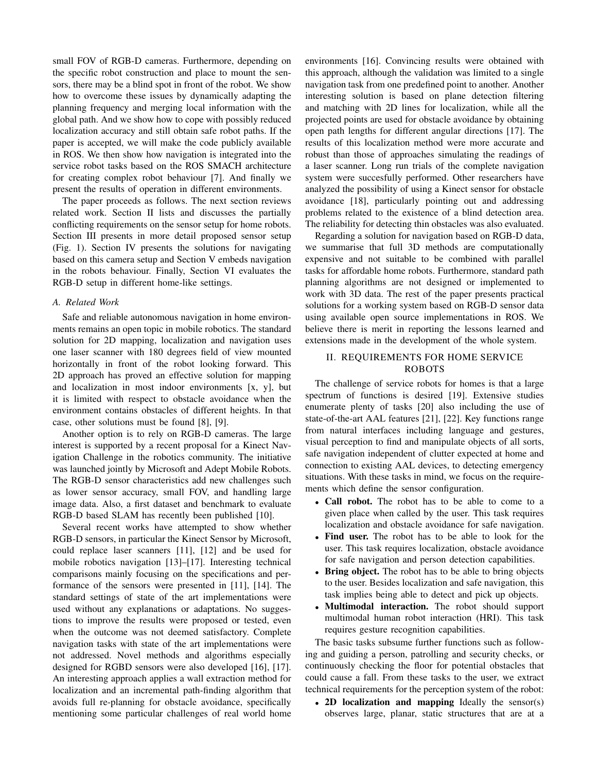small FOV of RGB-D cameras. Furthermore, depending on the specific robot construction and place to mount the sensors, there may be a blind spot in front of the robot. We show how to overcome these issues by dynamically adapting the planning frequency and merging local information with the global path. And we show how to cope with possibly reduced localization accuracy and still obtain safe robot paths. If the paper is accepted, we will make the code publicly available in ROS. We then show how navigation is integrated into the service robot tasks based on the ROS SMACH architecture for creating complex robot behaviour [7]. And finally we present the results of operation in different environments.

The paper proceeds as follows. The next section reviews related work. Section II lists and discusses the partially conflicting requirements on the sensor setup for home robots. Section III presents in more detail proposed sensor setup (Fig. 1). Section IV presents the solutions for navigating based on this camera setup and Section V embeds navigation in the robots behaviour. Finally, Section VI evaluates the RGB-D setup in different home-like settings.

### A. Related Work

Safe and reliable autonomous navigation in home environments remains an open topic in mobile robotics. The standard solution for 2D mapping, localization and navigation uses one laser scanner with 180 degrees field of view mounted horizontally in front of the robot looking forward. This 2D approach has proved an effective solution for mapping and localization in most indoor environments [x, y], but it is limited with respect to obstacle avoidance when the environment contains obstacles of different heights. In that case, other solutions must be found [8], [9].

Another option is to rely on RGB-D cameras. The large interest is supported by a recent proposal for a Kinect Navigation Challenge in the robotics community. The initiative was launched jointly by Microsoft and Adept Mobile Robots. The RGB-D sensor characteristics add new challenges such as lower sensor accuracy, small FOV, and handling large image data. Also, a first dataset and benchmark to evaluate RGB-D based SLAM has recently been published [10].

Several recent works have attempted to show whether RGB-D sensors, in particular the Kinect Sensor by Microsoft, could replace laser scanners [11], [12] and be used for mobile robotics navigation [13]–[17]. Interesting technical comparisons mainly focusing on the specifications and performance of the sensors were presented in [11], [14]. The standard settings of state of the art implementations were used without any explanations or adaptations. No suggestions to improve the results were proposed or tested, even when the outcome was not deemed satisfactory. Complete navigation tasks with state of the art implementations were not addressed. Novel methods and algorithms especially designed for RGBD sensors were also developed [16], [17]. An interesting approach applies a wall extraction method for localization and an incremental path-finding algorithm that avoids full re-planning for obstacle avoidance, specifically mentioning some particular challenges of real world home environments [16]. Convincing results were obtained with this approach, although the validation was limited to a single navigation task from one predefined point to another. Another interesting solution is based on plane detection filtering and matching with 2D lines for localization, while all the projected points are used for obstacle avoidance by obtaining open path lengths for different angular directions [17]. The results of this localization method were more accurate and robust than those of approaches simulating the readings of a laser scanner. Long run trials of the complete navigation system were succesfully performed. Other researchers have analyzed the possibility of using a Kinect sensor for obstacle avoidance [18], particularly pointing out and addressing problems related to the existence of a blind detection area. The reliability for detecting thin obstacles was also evaluated.

Regarding a solution for navigation based on RGB-D data, we summarise that full 3D methods are computationally expensive and not suitable to be combined with parallel tasks for affordable home robots. Furthermore, standard path planning algorithms are not designed or implemented to work with 3D data. The rest of the paper presents practical solutions for a working system based on RGB-D sensor data using available open source implementations in ROS. We believe there is merit in reporting the lessons learned and extensions made in the development of the whole system.

## II. REQUIREMENTS FOR HOME SERVICE ROBOTS

The challenge of service robots for homes is that a large spectrum of functions is desired [19]. Extensive studies enumerate plenty of tasks [20] also including the use of state-of-the-art AAL features [21], [22]. Key functions range from natural interfaces including language and gestures, visual perception to find and manipulate objects of all sorts, safe navigation independent of clutter expected at home and connection to existing AAL devices, to detecting emergency situations. With these tasks in mind, we focus on the requirements which define the sensor configuration.

- **Call robot.** The robot has to be able to come to a given place when called by the user. This task requires localization and obstacle avoidance for safe navigation.
- **Find user.** The robot has to be able to look for the user. This task requires localization, obstacle avoidance for safe navigation and person detection capabilities.
- **Bring object.** The robot has to be able to bring objects to the user. Besides localization and safe navigation, this task implies being able to detect and pick up objects.
- **Multimodal interaction.** The robot should support multimodal human robot interaction (HRI). This task requires gesture recognition capabilities.

The basic tasks subsume further functions such as following and guiding a person, patrolling and security checks, or continuously checking the floor for potential obstacles that could cause a fall. From these tasks to the user, we extract technical requirements for the perception system of the robot:

- **2D localization and mapping** Ideally the sensor(s) observes large, planar, static structures that are at a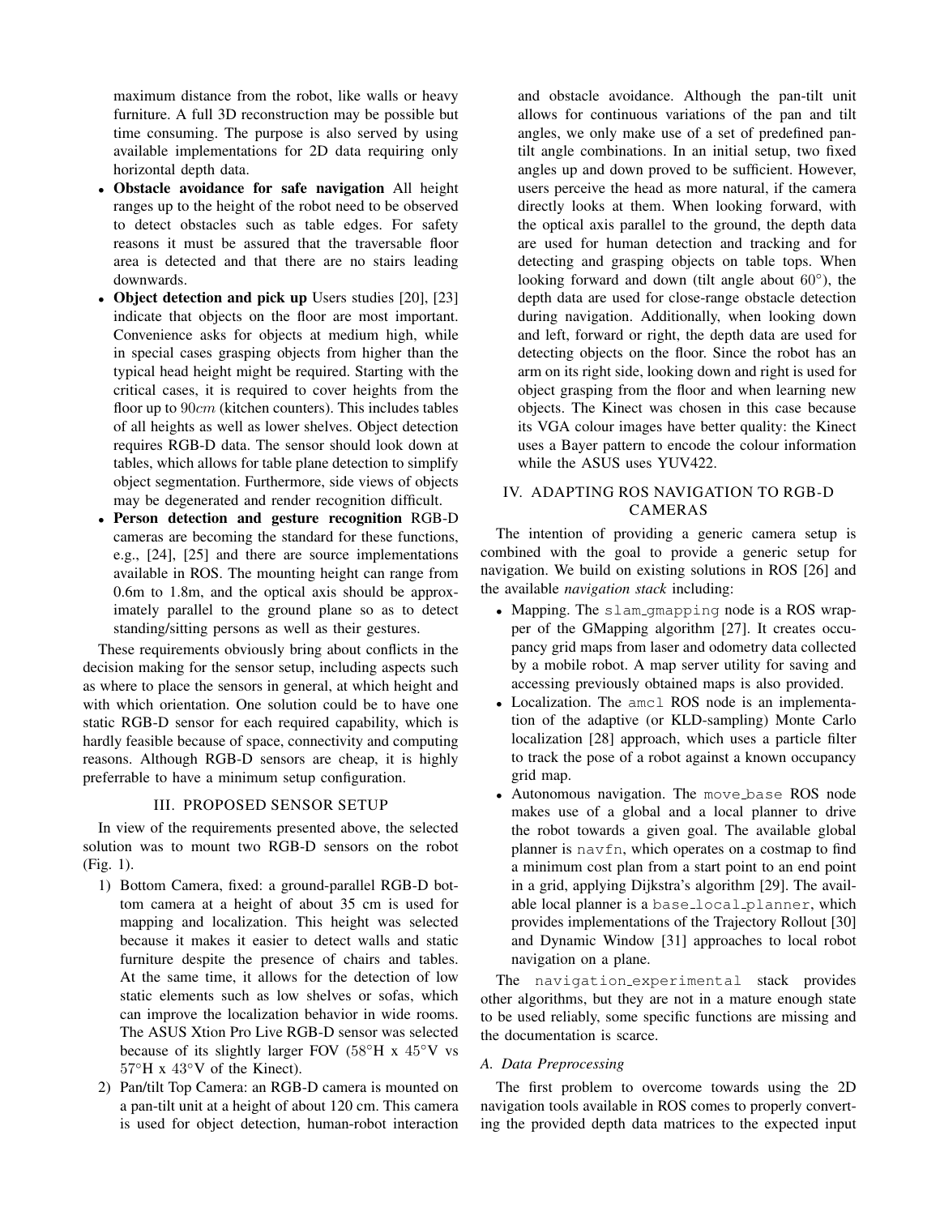maximum distance from the robot, like walls or heavy furniture. A full 3D reconstruction may be possible but time consuming. The purpose is also served by using available implementations for 2D data requiring only horizontal depth data.

- **Obstacle avoidance for safe navigation** All height ranges up to the height of the robot need to be observed to detect obstacles such as table edges. For safety reasons it must be assured that the traversable floor area is detected and that there are no stairs leading downwards.
- **Object detection and pick up** Users studies [20], [23] indicate that objects on the floor are most important. Convenience asks for objects at medium high, while in special cases grasping objects from higher than the typical head height might be required. Starting with the critical cases, it is required to cover heights from the floor up to $90cm$ (kitchen counters). This includes tables of all heights as well as lower shelves. Object detection requires RGB-D data. The sensor should look down at tables, which allows for table plane detection to simplify object segmentation. Furthermore, side views of objects may be degenerated and render recognition difficult.
- **Person detection and gesture recognition** RGB-D cameras are becoming the standard for these functions, e.g., [24], [25] and there are source implementations available in ROS. The mounting height can range from 0.6m to 1.8m, and the optical axis should be approximately parallel to the ground plane so as to detect standing/sitting persons as well as their gestures.

These requirements obviously bring about conflicts in the decision making for the sensor setup, including aspects such as where to place the sensors in general, at which height and with which orientation. One solution could be to have one static RGB-D sensor for each required capability, which is hardly feasible because of space, connectivity and computing reasons. Although RGB-D sensors are cheap, it is highly preferrable to have a minimum setup configuration.

## III. PROPOSED SENSOR SETUP

In view of the requirements presented above, the selected solution was to mount two RGB-D sensors on the robot (Fig. 1).

1) Bottom Camera, fixed: a ground-parallel RGB-D bottom camera at a height of about 35 cm is used for mapping and localization. This height was selected because it makes it easier to detect walls and static furniture despite the presence of chairs and tables. At the same time, it allows for the detection of low static elements such as low shelves or sofas, which can improve the localization behavior in wide rooms. The ASUS Xtion Pro Live RGB-D sensor was selected because of its slightly larger FOV ($58°$H x $45°$V vs $57°$H x $43°$V of the Kinect).
2) Pan/tilt Top Camera: an RGB-D camera is mounted on a pan-tilt unit at a height of about 120 cm. This camera is used for object detection, human-robot interaction and obstacle avoidance. Although the pan-tilt unit allows for continuous variations of the pan and tilt angles, we only make use of a set of predefined pan-tilt angle combinations. In an initial setup, two fixed angles up and down proved to be sufficient. However, users perceive the head as more natural, if the camera directly looks at them. When looking forward, with the optical axis parallel to the ground, the depth data are used for human detection and tracking and for detecting and grasping objects on table tops. When looking forward and down (tilt angle about $60°$), the depth data are used for close-range obstacle detection during navigation. Additionally, when looking down and left, forward or right, the depth data are used for detecting objects on the floor. Since the robot has an arm on its right side, looking down and right is used for object grasping from the floor and when learning new objects. The Kinect was chosen in this case because its VGA colour images have better quality: the Kinect uses a Bayer pattern to encode the colour information while the ASUS uses YUV422.

## IV. ADAPTING ROS NAVIGATION TO RGB-D CAMERAS

The intention of providing a generic camera setup is combined with the goal to provide a generic setup for navigation. We build on existing solutions in ROS [26] and the available *navigation stack* including:

- Mapping. The `slam_gmapping` node is a ROS wrapper of the GMapping algorithm [27]. It creates occupancy grid maps from laser and odometry data collected by a mobile robot. A map server utility for saving and accessing previously obtained maps is also provided.
- Localization. The `amcl` ROS node is an implementation of the adaptive (or KLD-sampling) Monte Carlo localization [28] approach, which uses a particle filter to track the pose of a robot against a known occupancy grid map.
- Autonomous navigation. The `move_base` ROS node makes use of a global and a local planner to drive the robot towards a given goal. The available global planner is `navfn`, which operates on a costmap to find a minimum cost plan from a start point to an end point in a grid, applying Dijkstra's algorithm [29]. The available local planner is a `base_local_planner`, which provides implementations of the Trajectory Rollout [30] and Dynamic Window [31] approaches to local robot navigation on a plane.

The `navigation_experimental` stack provides other algorithms, but they are not in a mature enough state to be used reliably, some specific functions are missing and the documentation is scarce.

### A. Data Preprocessing

The first problem to overcome towards using the 2D navigation tools available in ROS comes to properly converting the provided depth data matrices to the expected input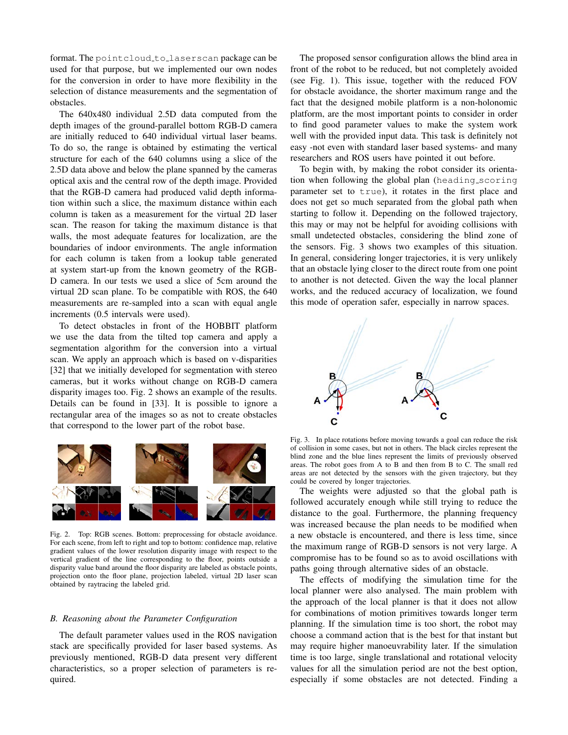format. The pointcloud_to_laserscan package can be used for that purpose, but we implemented our own nodes for the conversion in order to have more flexibility in the selection of distance measurements and the segmentation of obstacles.

The 640x480 individual 2.5D data computed from the depth images of the ground-parallel bottom RGB-D camera are initially reduced to 640 individual virtual laser beams. To do so, the range is obtained by estimating the vertical structure for each of the 640 columns using a slice of the 2.5D data above and below the plane spanned by the cameras optical axis and the central row of the depth image. Provided that the RGB-D camera had produced valid depth information within such a slice, the maximum distance within each column is taken as a measurement for the virtual 2D laser scan. The reason for taking the maximum distance is that walls, the most adequate features for localization, are the boundaries of indoor environments. The angle information for each column is taken from a lookup table generated at system start-up from the known geometry of the RGB-D camera. In our tests we used a slice of 5cm around the virtual 2D scan plane. To be compatible with ROS, the 640 measurements are re-sampled into a scan with equal angle increments (0.5 intervals were used).

To detect obstacles in front of the HOBBIT platform we use the data from the tilted top camera and apply a segmentation algorithm for the conversion into a virtual scan. We apply an approach which is based on v-disparities [32] that we initially developed for segmentation with stereo cameras, but it works without change on RGB-D camera disparity images too. Fig. 2 shows an example of the results. Details can be found in [33]. It is possible to ignore a rectangular area of the images so as not to create obstacles that correspond to the lower part of the robot base.

Fig. 2. Top: RGB scenes. Bottom: preprocessing for obstacle avoidance. For each scene, from left to right and top to bottom: confidence map, relative gradient values of the lower resolution disparity image with respect to the vertical gradient of the line corresponding to the floor, points outside a disparity value band around the floor disparity are labeled as obstacle points, projection onto the floor plane, projection labeled, virtual 2D laser scan obtained by raytracing the labeled grid.

### B. Reasoning about the Parameter Configuration

The default parameter values used in the ROS navigation stack are specifically provided for laser based systems. As previously mentioned, RGB-D data present very different characteristics, so a proper selection of parameters is required.

The proposed sensor configuration allows the blind area in front of the robot to be reduced, but not completely avoided (see Fig. 1). This issue, together with the reduced FOV for obstacle avoidance, the shorter maximum range and the fact that the designed mobile platform is a non-holonomic platform, are the most important points to consider in order to find good parameter values to make the system work well with the provided input data. This task is definitely not easy -not even with standard laser based systems- and many researchers and ROS users have pointed it out before.

To begin with, by making the robot consider its orientation when following the global plan (heading_scoring parameter set to true), it rotates in the first place and does not get so much separated from the global path when starting to follow it. Depending on the followed trajectory, this may or may not be helpful for avoiding collisions with small undetected obstacles, considering the blind zone of the sensors. Fig. 3 shows two examples of this situation. In general, considering longer trajectories, it is very unlikely that an obstacle lying closer to the direct route from one point to another is not detected. Given the way the local planner works, and the reduced accuracy of localization, we found this mode of operation safer, especially in narrow spaces.

Fig. 3. In place rotations before moving towards a goal can reduce the risk of collision in some cases, but not in others. The black circles represent the blind zone and the blue lines represent the limits of previously observed areas. The robot goes from A to B and then from B to C. The small red areas are not detected by the sensors with the given trajectory, but they could be covered by longer trajectories.

The weights were adjusted so that the global path is followed accurately enough while still trying to reduce the distance to the goal. Furthermore, the planning frequency was increased because the plan needs to be modified when a new obstacle is encountered, and there is less time, since the maximum range of RGB-D sensors is not very large. A compromise has to be found so as to avoid oscillations with paths going through alternative sides of an obstacle.

The effects of modifying the simulation time for the local planner were also analysed. The main problem with the approach of the local planner is that it does not allow for combinations of motion primitives towards longer term planning. If the simulation time is too short, the robot may choose a command action that is the best for that instant but may require higher manoeuvrability later. If the simulation time is too large, single translational and rotational velocity values for all the simulation period are not the best option, especially if some obstacles are not detected. Finding a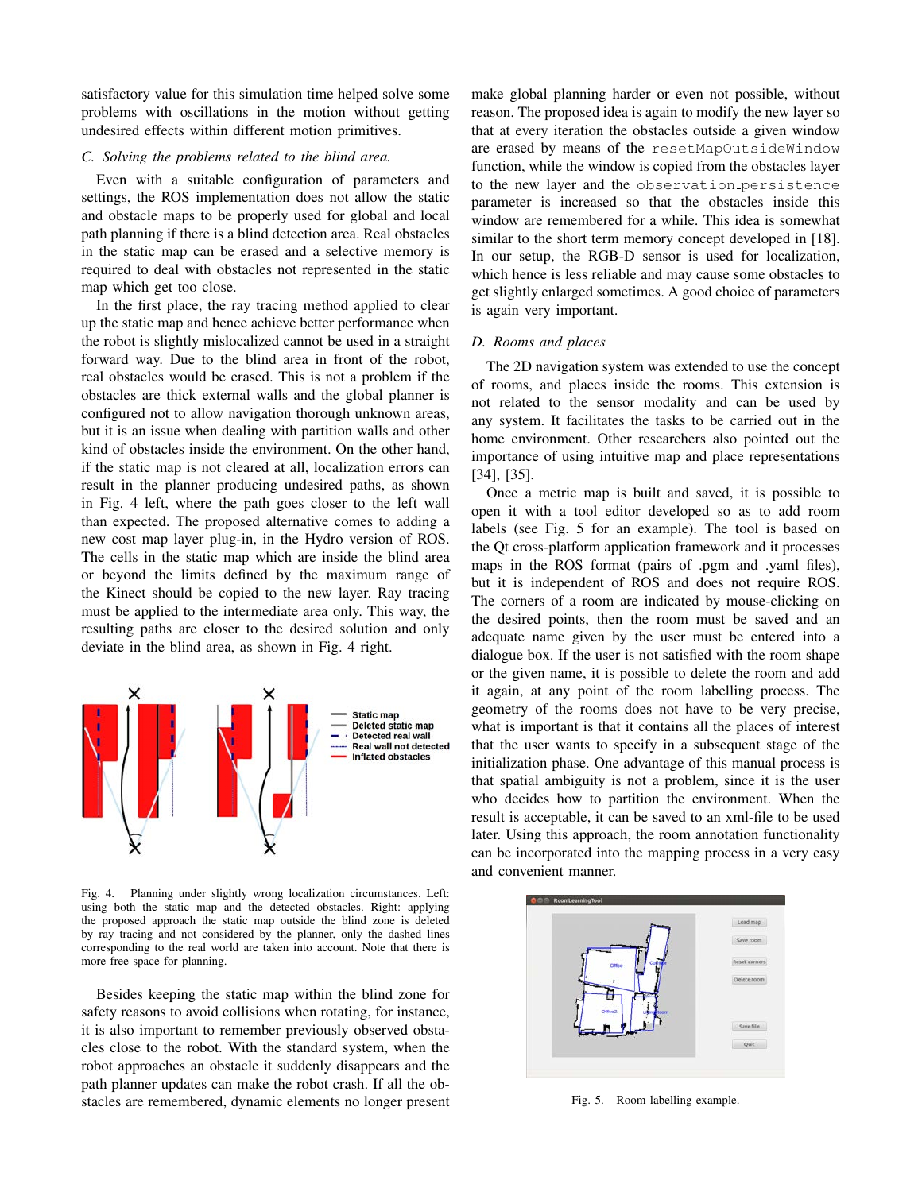satisfactory value for this simulation time helped solve some problems with oscillations in the motion without getting undesired effects within different motion primitives.

### C. Solving the problems related to the blind area.

Even with a suitable configuration of parameters and settings, the ROS implementation does not allow the static and obstacle maps to be properly used for global and local path planning if there is a blind detection area. Real obstacles in the static map can be erased and a selective memory is required to deal with obstacles not represented in the static map which get too close.

In the first place, the ray tracing method applied to clear up the static map and hence achieve better performance when the robot is slightly mislocalized cannot be used in a straight forward way. Due to the blind area in front of the robot, real obstacles would be erased. This is not a problem if the obstacles are thick external walls and the global planner is configured not to allow navigation thorough unknown areas, but it is an issue when dealing with partition walls and other kind of obstacles inside the environment. On the other hand, if the static map is not cleared at all, localization errors can result in the planner producing undesired paths, as shown in Fig. 4 left, where the path goes closer to the left wall than expected. The proposed alternative comes to adding a new cost map layer plug-in, in the Hydro version of ROS. The cells in the static map which are inside the blind area or beyond the limits defined by the maximum range of the Kinect should be copied to the new layer. Ray tracing must be applied to the intermediate area only. This way, the resulting paths are closer to the desired solution and only deviate in the blind area, as shown in Fig. 4 right.

Fig. 4. Planning under slightly wrong localization circumstances. Left: using both the static map and the detected obstacles. Right: applying the proposed approach the static map outside the blind zone is deleted by ray tracing and not considered by the planner, only the dashed lines corresponding to the real world are taken into account. Note that there is more free space for planning.

Besides keeping the static map within the blind zone for safety reasons to avoid collisions when rotating, for instance, it is also important to remember previously observed obstacles close to the robot. With the standard system, when the robot approaches an obstacle it suddenly disappears and the path planner updates can make the robot crash. If all the obstacles are remembered, dynamic elements no longer present make global planning harder or even not possible, without reason. The proposed idea is again to modify the new layer so that at every iteration the obstacles outside a given window are erased by means of the `resetMapOutsideWindow` function, while the window is copied from the obstacles layer to the new layer and the `observation_persistence` parameter is increased so that the obstacles inside this window are remembered for a while. This idea is somewhat similar to the short term memory concept developed in [18]. In our setup, the RGB-D sensor is used for localization, which hence is less reliable and may cause some obstacles to get slightly enlarged sometimes. A good choice of parameters is again very important.

### D. Rooms and places

The 2D navigation system was extended to use the concept of rooms, and places inside the rooms. This extension is not related to the sensor modality and can be used by any system. It facilitates the tasks to be carried out in the home environment. Other researchers also pointed out the importance of using intuitive map and place representations [34], [35].

Once a metric map is built and saved, it is possible to open it with a tool editor developed so as to add room labels (see Fig. 5 for an example). The tool is based on the Qt cross-platform application framework and it processes maps in the ROS format (pairs of .pgm and .yaml files), but it is independent of ROS and does not require ROS. The corners of a room are indicated by mouse-clicking on the desired points, then the room must be saved and an adequate name given by the user must be entered into a dialogue box. If the user is not satisfied with the room shape or the given name, it is possible to delete the room and add it again, at any point of the room labelling process. The geometry of the rooms does not have to be very precise, what is important is that it contains all the places of interest that the user wants to specify in a subsequent stage of the initialization phase. One advantage of this manual process is that spatial ambiguity is not a problem, since it is the user who decides how to partition the environment. When the result is acceptable, it can be saved to an xml-file to be used later. Using this approach, the room annotation functionality can be incorporated into the mapping process in a very easy and convenient manner.

Fig. 5. Room labelling example.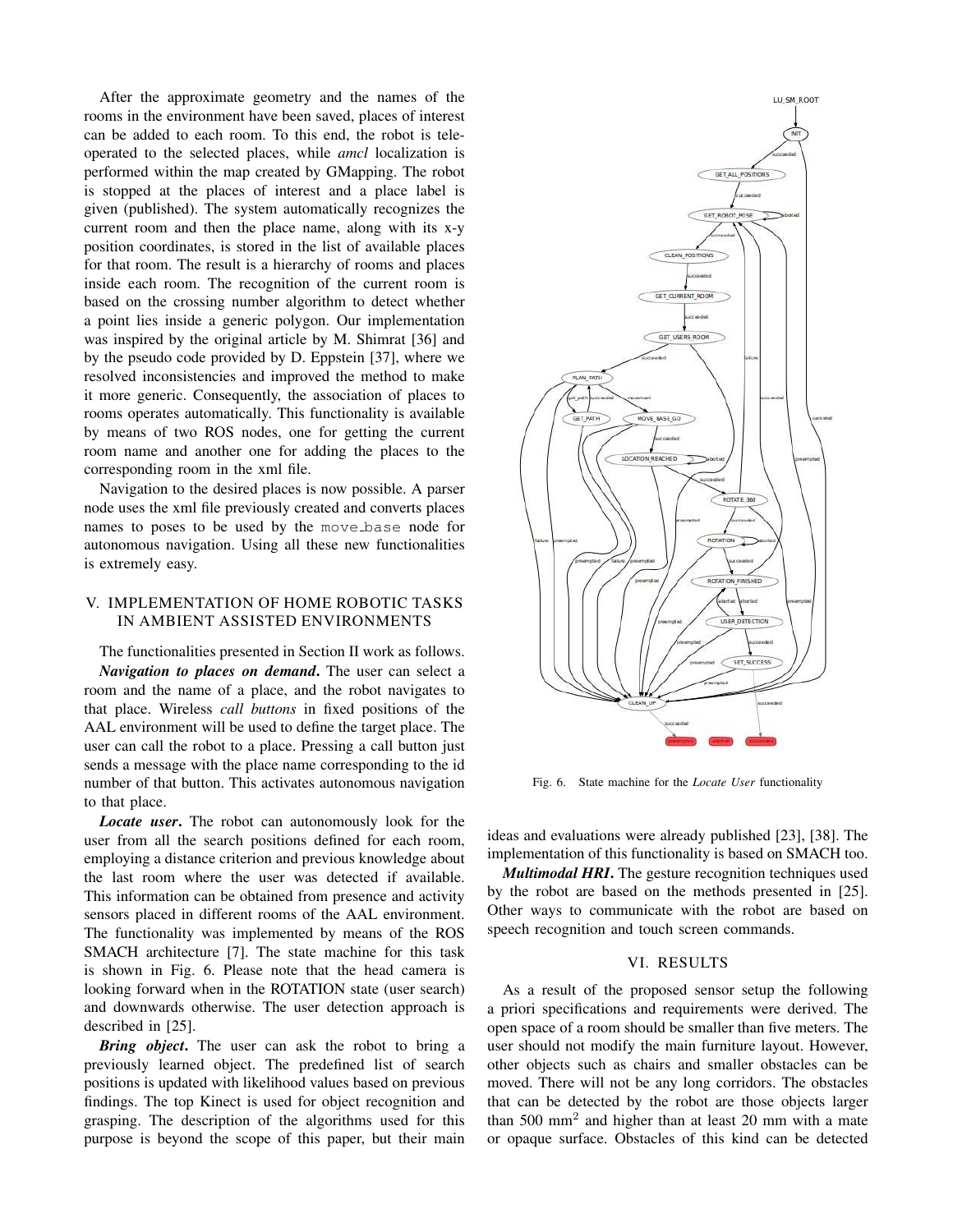After the approximate geometry and the names of the rooms in the environment have been saved, places of interest can be added to each room. To this end, the robot is teleoperated to the selected places, while *amcl* localization is performed within the map created by GMapping. The robot is stopped at the places of interest and a place label is given (published). The system automatically recognizes the current room and then the place name, along with its x-y position coordinates, is stored in the list of available places for that room. The result is a hierarchy of rooms and places inside each room. The recognition of the current room is based on the crossing number algorithm to detect whether a point lies inside a generic polygon. Our implementation was inspired by the original article by M. Shimrat [36] and by the pseudo code provided by D. Eppstein [37], where we resolved inconsistencies and improved the method to make it more generic. Consequently, the association of places to rooms operates automatically. This functionality is available by means of two ROS nodes, one for getting the current room name and another one for adding the places to the corresponding room in the xml file.

Navigation to the desired places is now possible. A parser node uses the xml file previously created and converts places names to poses to be used by the `move_base` node for autonomous navigation. Using all these new functionalities is extremely easy.

## V. IMPLEMENTATION OF HOME ROBOTIC TASKS IN AMBIENT ASSISTED ENVIRONMENTS

The functionalities presented in Section II work as follows.

***Navigation to places on demand*.** The user can select a room and the name of a place, and the robot navigates to that place. Wireless *call buttons* in fixed positions of the AAL environment will be used to define the target place. The user can call the robot to a place. Pressing a call button just sends a message with the place name corresponding to the id number of that button. This activates autonomous navigation to that place.

***Locate user*.** The robot can autonomously look for the user from all the search positions defined for each room, employing a distance criterion and previous knowledge about the last room where the user was detected if available. This information can be obtained from presence and activity sensors placed in different rooms of the AAL environment. The functionality was implemented by means of the ROS SMACH architecture [7]. The state machine for this task is shown in Fig. 6. Please note that the head camera is looking forward when in the ROTATION state (user search) and downwards otherwise. The user detection approach is described in [25].

***Bring object*.** The user can ask the robot to bring a previously learned object. The predefined list of search positions is updated with likelihood values based on previous findings. The top Kinect is used for object recognition and grasping. The description of the algorithms used for this purpose is beyond the scope of this paper, but their main ideas and evaluations were already published [23], [38]. The implementation of this functionality is based on SMACH too.

Fig. 6. State machine for the *Locate User* functionality

***Multimodal HRI*.** The gesture recognition techniques used by the robot are based on the methods presented in [25]. Other ways to communicate with the robot are based on speech recognition and touch screen commands.

## VI. RESULTS

As a result of the proposed sensor setup the following a priori specifications and requirements were derived. The open space of a room should be smaller than five meters. The user should not modify the main furniture layout. However, other objects such as chairs and smaller obstacles can be moved. There will not be any long corridors. The obstacles that can be detected by the robot are those objects larger than 500 mm$^2$ and higher than at least 20 mm with a mate or opaque surface. Obstacles of this kind can be detected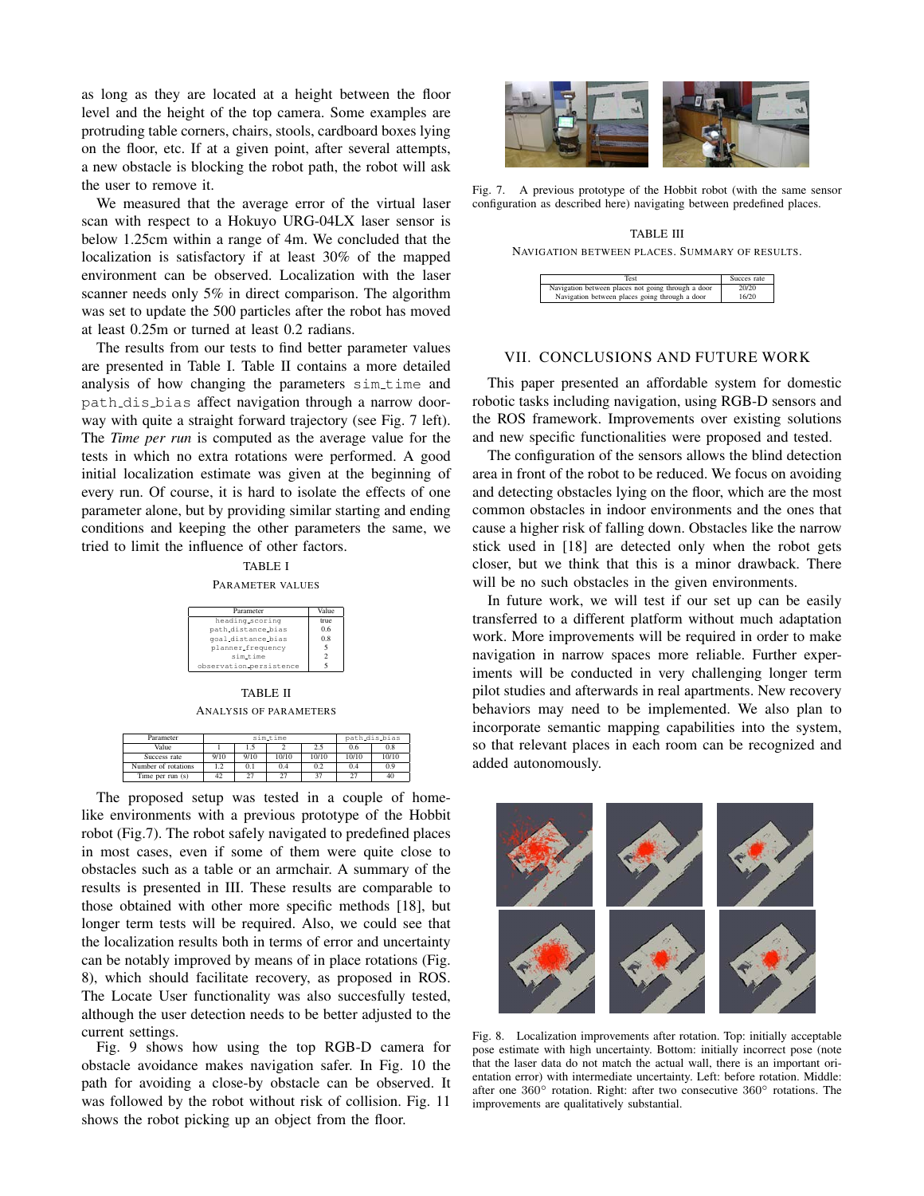as long as they are located at a height between the floor level and the height of the top camera. Some examples are protruding table corners, chairs, stools, cardboard boxes lying on the floor, etc. If at a given point, after several attempts, a new obstacle is blocking the robot path, the robot will ask the user to remove it.

We measured that the average error of the virtual laser scan with respect to a Hokuyo URG-04LX laser sensor is below 1.25cm within a range of 4m. We concluded that the localization is satisfactory if at least 30% of the mapped environment can be observed. Localization with the laser scanner needs only 5% in direct comparison. The algorithm was set to update the 500 particles after the robot has moved at least 0.25m or turned at least 0.2 radians.

The results from our tests to find better parameter values are presented in Table I. Table II contains a more detailed analysis of how changing the parameters `sim_time` and `path_dis_bias` affect navigation through a narrow doorway with quite a straight forward trajectory (see Fig. 7 left). The *Time per run* is computed as the average value for the tests in which no extra rotations were performed. A good initial localization estimate was given at the beginning of every run. Of course, it is hard to isolate the effects of one parameter alone, but by providing similar starting and ending conditions and keeping the other parameters the same, we tried to limit the influence of other factors.

TABLE I

PARAMETER VALUES

| Parameter | Value |
|---|---|
| heading_scoring | true |
| path_distance_bias | 0.6 |
| goal_distance_bias | 0.8 |
| planner_frequency | 5 |
| sim_time | 2 |
| observation_persistence | 5 |

TABLE II

ANALYSIS OF PARAMETERS

| Parameter | sim_time | | | | path_dis_bias | |
|---|---|---|---|---|---|---|
| Value | 1 | 1.5 | 2 | 2.5 | 0.6 | 0.8 |
| Success rate | 9/10 | 9/10 | 10/10 | 10/10 | 10/10 | 10/10 |
| Number of rotations | 1.2 | 0.1 | 0.4 | 0.2 | 0.4 | 0.9 |
| Time per run (s) | 42 | 27 | 27 | 37 | 27 | 40 |

The proposed setup was tested in a couple of home-like environments with a previous prototype of the Hobbit robot (Fig.7). The robot safely navigated to predefined places in most cases, even if some of them were quite close to obstacles such as a table or an armchair. A summary of the results is presented in III. These results are comparable to those obtained with other more specific methods [18], but longer term tests will be required. Also, we could see that the localization results both in terms of error and uncertainty can be notably improved by means of in place rotations (Fig. 8), which should facilitate recovery, as proposed in ROS. The Locate User functionality was also succesfully tested, although the user detection needs to be better adjusted to the current settings.

Fig. 9 shows how using the top RGB-D camera for obstacle avoidance makes navigation safer. In Fig. 10 the path for avoiding a close-by obstacle can be observed. It was followed by the robot without risk of collision. Fig. 11 shows the robot picking up an object from the floor.

Fig. 7. A previous prototype of the Hobbit robot (with the same sensor configuration as described here) navigating between predefined places.

TABLE III

NAVIGATION BETWEEN PLACES. SUMMARY OF RESULTS.

| Test | Succes rate |
|---|---|
| Navigation between places not going through a door | 20/20 |
| Navigation between places going through a door | 16/20 |

## VII. CONCLUSIONS AND FUTURE WORK

This paper presented an affordable system for domestic robotic tasks including navigation, using RGB-D sensors and the ROS framework. Improvements over existing solutions and new specific functionalities were proposed and tested.

The configuration of the sensors allows the blind detection area in front of the robot to be reduced. We focus on avoiding and detecting obstacles lying on the floor, which are the most common obstacles in indoor environments and the ones that cause a higher risk of falling down. Obstacles like the narrow stick used in [18] are detected only when the robot gets closer, but we think that this is a minor drawback. There will be no such obstacles in the given environments.

In future work, we will test if our set up can be easily transferred to a different platform without much adaptation work. More improvements will be required in order to make navigation in narrow spaces more reliable. Further experiments will be conducted in very challenging longer term pilot studies and afterwards in real apartments. New recovery behaviors may need to be implemented. We also plan to incorporate semantic mapping capabilities into the system, so that relevant places in each room can be recognized and added autonomously.

Fig. 8. Localization improvements after rotation. Top: initially acceptable pose estimate with high uncertainty. Bottom: initially incorrect pose (note that the laser data do not match the actual wall, there is an important orientation error) with intermediate uncertainty. Left: before rotation. Middle: after one 360° rotation. Right: after two consecutive 360° rotations. The improvements are qualitatively substantial.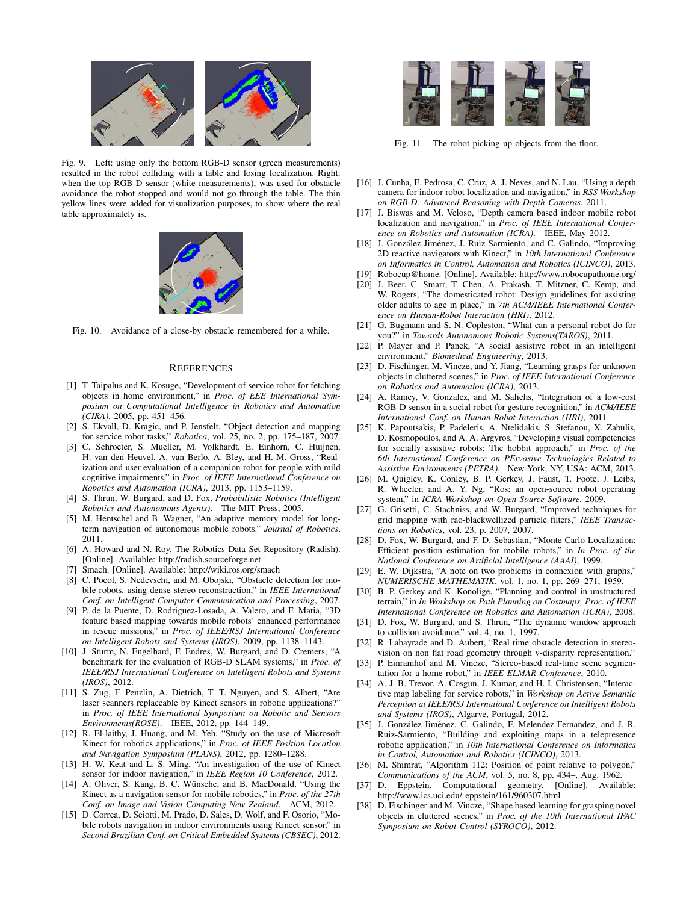Fig. 9. Left: using only the bottom RGB-D sensor (green measurements) resulted in the robot colliding with a table and losing localization. Right: when the top RGB-D sensor (white measurements), was used for obstacle avoidance the robot stopped and would not go through the table. The thin yellow lines were added for visualization purposes, to show where the real table approximately is.

Fig. 10. Avoidance of a close-by obstacle remembered for a while.

Fig. 11. The robot picking up objects from the floor.

## References

- [1] T. Taipalus and K. Kosuge, "Development of service robot for fetching objects in home environment," in *Proc. of EEE International Symposium on Computational Intelligence in Robotics and Automation (CIRA)*, 2005, pp. 451–456.
- [2] S. Ekvall, D. Kragic, and P. Jensfelt, "Object detection and mapping for service robot tasks," *Robotica*, vol. 25, no. 2, pp. 175–187, 2007.
- [3] C. Schroeter, S. Mueller, M. Volkhardt, E. Einhorn, C. Huijnen, H. van den Heuvel, A. van Berlo, A. Bley, and H.-M. Gross, "Realization and user evaluation of a companion robot for people with mild cognitive impairments," in *Proc. of IEEE International Conference on Robotics and Automation (ICRA)*, 2013, pp. 1153–1159.
- [4] S. Thrun, W. Burgard, and D. Fox, *Probabilistic Robotics (Intelligent Robotics and Autonomous Agents)*. The MIT Press, 2005.
- [5] M. Hentschel and B. Wagner, "An adaptive memory model for long-term navigation of autonomous mobile robots." *Journal of Robotics*, 2011.
- [6] A. Howard and N. Roy. The Robotics Data Set Repository (Radish). [Online]. Available: http://radish.sourceforge.net
- [7] Smach. [Online]. Available: http://wiki.ros.org/smach
- [8] C. Pocol, S. Nedevschi, and M. Obojski, "Obstacle detection for mobile robots, using dense stereo reconstruction," in *IEEE International Conf. on Intelligent Computer Communication and Processing*, 2007.
- [9] P. de la Puente, D. Rodriguez-Losada, A. Valero, and F. Matia, "3D feature based mapping towards mobile robots' enhanced performance in rescue missions," in *Proc. of IEEE/RSJ International Conference on Intelligent Robots and Systems (IROS)*, 2009, pp. 1138–1143.
- [10] J. Sturm, N. Engelhard, F. Endres, W. Burgard, and D. Cremers, "A benchmark for the evaluation of RGB-D SLAM systems," in *Proc. of IEEE/RSJ International Conference on Intelligent Robots and Systems (IROS)*, 2012.
- [11] S. Zug, F. Penzlin, A. Dietrich, T. T. Nguyen, and S. Albert, "Are laser scanners replaceable by Kinect sensors in robotic applications?" in *Proc. of IEEE International Symposium on Robotic and Sensors Environments(ROSE)*. IEEE, 2012, pp. 144–149.
- [12] R. El-laithy, J. Huang, and M. Yeh, "Study on the use of Microsoft Kinect for robotics applications," in *Proc. of IEEE Position Location and Navigation Symposium (PLANS)*, 2012, pp. 1280–1288.
- [13] H. W. Keat and L. S. Ming, "An investigation of the use of Kinect sensor for indoor navigation," in *IEEE Region 10 Conference*, 2012.
- [14] A. Oliver, S. Kang, B. C. Wünsche, and B. MacDonald, "Using the Kinect as a navigation sensor for mobile robotics," in *Proc. of the 27th Conf. on Image and Vision Computing New Zealand*. ACM, 2012.
- [15] D. Correa, D. Sciotti, M. Prado, D. Sales, D. Wolf, and F. Osorio, "Mobile robots navigation in indoor environments using Kinect sensor," in *Second Brazilian Conf. on Critical Embedded Systems (CBSEC)*, 2012.
- [16] J. Cunha, E. Pedrosa, C. Cruz, A. J. Neves, and N. Lau, "Using a depth camera for indoor robot localization and navigation," in *RSS Workshop on RGB-D: Advanced Reasoning with Depth Cameras*, 2011.
- [17] J. Biswas and M. Veloso, "Depth camera based indoor mobile robot localization and navigation," in *Proc. of IEEE International Conference on Robotics and Automation (ICRA)*. IEEE, May 2012.
- [18] J. González-Jiménez, J. Ruiz-Sarmiento, and C. Galindo, "Improving 2D reactive navigators with Kinect," in *10th International Conference on Informatics in Control, Automation and Robotics (ICINCO)*, 2013.
- [19] Robocup@home. [Online]. Available: http://www.robocupathome.org/
- [20] J. Beer, C. Smarr, T. Chen, A. Prakash, T. Mitzner, C. Kemp, and W. Rogers, "The domesticated robot: Design guidelines for assisting older adults to age in place," in *7th ACM/IEEE International Conference on Human-Robot Interaction (HRI)*, 2012.
- [21] G. Bugmann and S. N. Copleston, "What can a personal robot do for you?" in *Towards Autonomous Robotic Systems(TAROS)*, 2011.
- [22] P. Mayer and P. Panek, "A social assistive robot in an intelligent environment." *Biomedical Engineering*, 2013.
- [23] D. Fischinger, M. Vincze, and Y. Jiang, "Learning grasps for unknown objects in cluttered scenes," in *Proc. of IEEE International Conference on Robotics and Automation (ICRA)*, 2013.
- [24] A. Ramey, V. Gonzalez, and M. Salichs, "Integration of a low-cost RGB-D sensor in a social robot for gesture recognition," in *ACM/IEEE International Conf. on Human-Robot Interaction (HRI)*, 2011.
- [25] K. Papoutsakis, P. Padeleris, A. Ntelidakis, S. Stefanou, X. Zabulis, D. Kosmopoulos, and A. A. Argyros, "Developing visual competencies for socially assistive robots: The hobbit approach," in *Proc. of the 6th International Conference on PErvasive Technologies Related to Assistive Environments (PETRA)*. New York, NY, USA: ACM, 2013.
- [26] M. Quigley, K. Conley, B. P. Gerkey, J. Faust, T. Foote, J. Leibs, R. Wheeler, and A. Y. Ng, "Ros: an open-source robot operating system," in *ICRA Workshop on Open Source Software*, 2009.
- [27] G. Grisetti, C. Stachniss, and W. Burgard, "Improved techniques for grid mapping with rao-blackwellized particle filters," *IEEE Transactions on Robotics*, vol. 23, p. 2007, 2007.
- [28] D. Fox, W. Burgard, and F. D. Sebastian, "Monte Carlo Localization: Efficient position estimation for mobile robots," in *In Proc. of the National Conference on Artificial Intelligence (AAAI)*, 1999.
- [29] E. W. Dijkstra, "A note on two problems in connexion with graphs," *NUMERISCHE MATHEMATIK*, vol. 1, no. 1, pp. 269–271, 1959.
- [30] B. P. Gerkey and K. Konolige, "Planning and control in unstructured terrain," in *In Workshop on Path Planning on Costmaps, Proc. of IEEE International Conference on Robotics and Automation (ICRA)*, 2008.
- [31] D. Fox, W. Burgard, and S. Thrun, "The dynamic window approach to collision avoidance," vol. 4, no. 1, 1997.
- [32] R. Labayrade and D. Aubert, "Real time obstacle detection in stereovision on non flat road geometry through v-disparity representation."
- [33] P. Einramhof and M. Vincze, "Stereo-based real-time scene segmentation for a home robot," in *IEEE ELMAR Conference*, 2010.
- [34] A. J. B. Trevor, A. Cosgun, J. Kumar, and H. I. Christensen, "Interactive map labeling for service robots," in *Workshop on Active Semantic Perception at IEEE/RSJ International Conference on Intelligent Robots and Systems (IROS)*, Algarve, Portugal, 2012.
- [35] J. González-Jiménez, C. Galindo, F. Melendez-Fernandez, and J. R. Ruiz-Sarmiento, "Building and exploiting maps in a telepresence robotic application," in *10th International Conference on Informatics in Control, Automation and Robotics (ICINCO)*, 2013.
- [36] M. Shimrat, "Algorithm 112: Position of point relative to polygon," *Communications of the ACM*, vol. 5, no. 8, pp. 434–, Aug. 1962.
- [37] D. Eppstein. Computational geometry. [Online]. Available: http://www.ics.uci.edu/ eppstein/161/960307.html
- [38] D. Fischinger and M. Vincze, "Shape based learning for grasping novel objects in cluttered scenes," in *Proc. of the 10th International IFAC Symposium on Robot Control (SYROCO)*, 2012.